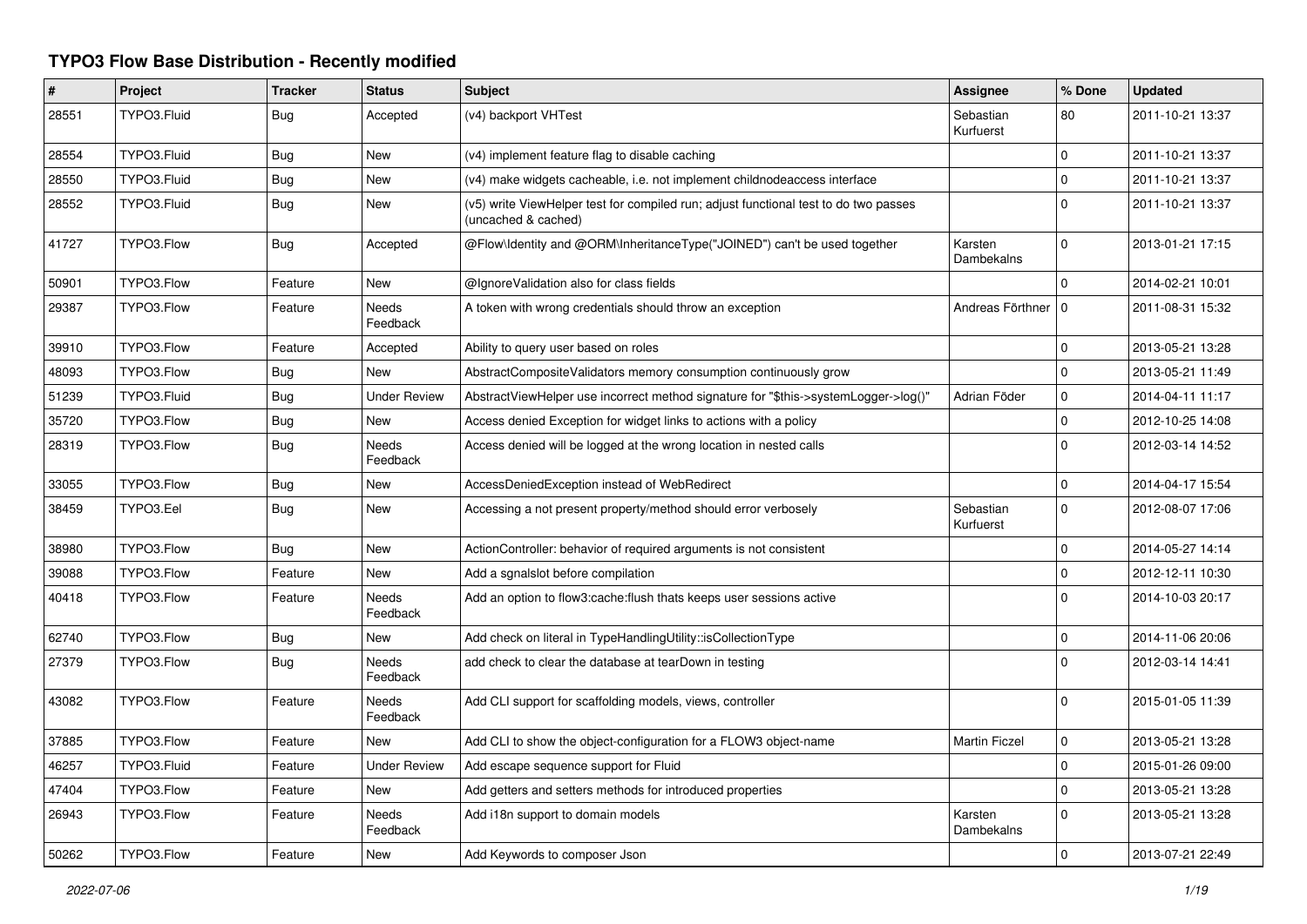# TYPO3 Flow Base Distribution - Recently modified

| # | Project | Tracker | Status | Subject | Assignee | % Done | Updated |
|---|---|---|---|---|---|---|---|
| 28551 | TYPO3.Fluid | Bug | Accepted | (v4) backport VHTest | Sebastian Kurfuerst | 80 | 2011-10-21 13:37 |
| 28554 | TYPO3.Fluid | Bug | New | (v4) implement feature flag to disable caching | | 0 | 2011-10-21 13:37 |
| 28550 | TYPO3.Fluid | Bug | New | (v4) make widgets cacheable, i.e. not implement childnodeaccess interface | | 0 | 2011-10-21 13:37 |
| 28552 | TYPO3.Fluid | Bug | New | (v5) write ViewHelper test for compiled run; adjust functional test to do two passes (uncached & cached) | | 0 | 2011-10-21 13:37 |
| 41727 | TYPO3.Flow | Bug | Accepted | @Flow\Identity and @ORM\InheritanceType("JOINED") can't be used together | Karsten Dambekalns | 0 | 2013-01-21 17:15 |
| 50901 | TYPO3.Flow | Feature | New | @IgnoreValidation also for class fields | | 0 | 2014-02-21 10:01 |
| 29387 | TYPO3.Flow | Feature | Needs Feedback | A token with wrong credentials should throw an exception | Andreas Förthner | 0 | 2011-08-31 15:32 |
| 39910 | TYPO3.Flow | Feature | Accepted | Ability to query user based on roles | | 0 | 2013-05-21 13:28 |
| 48093 | TYPO3.Flow | Bug | New | AbstractCompositeValidators memory consumption continuously grow | | 0 | 2013-05-21 11:49 |
| 51239 | TYPO3.Fluid | Bug | Under Review | AbstractViewHelper use incorrect method signature for "$this->systemLogger->log()" | Adrian Föder | 0 | 2014-04-11 11:17 |
| 35720 | TYPO3.Flow | Bug | New | Access denied Exception for widget links to actions with a policy | | 0 | 2012-10-25 14:08 |
| 28319 | TYPO3.Flow | Bug | Needs Feedback | Access denied will be logged at the wrong location in nested calls | | 0 | 2012-03-14 14:52 |
| 33055 | TYPO3.Flow | Bug | New | AccessDeniedException instead of WebRedirect | | 0 | 2014-04-17 15:54 |
| 38459 | TYPO3.Eel | Bug | New | Accessing a not present property/method should error verbosely | Sebastian Kurfuerst | 0 | 2012-08-07 17:06 |
| 38980 | TYPO3.Flow | Bug | New | ActionController: behavior of required arguments is not consistent | | 0 | 2014-05-27 14:14 |
| 39088 | TYPO3.Flow | Feature | New | Add a sgnalslot before compilation | | 0 | 2012-12-11 10:30 |
| 40418 | TYPO3.Flow | Feature | Needs Feedback | Add an option to flow3:cache:flush thats keeps user sessions active | | 0 | 2014-10-03 20:17 |
| 62740 | TYPO3.Flow | Bug | New | Add check on literal in TypeHandlingUtility::isCollectionType | | 0 | 2014-11-06 20:06 |
| 27379 | TYPO3.Flow | Bug | Needs Feedback | add check to clear the database at tearDown in testing | | 0 | 2012-03-14 14:41 |
| 43082 | TYPO3.Flow | Feature | Needs Feedback | Add CLI support for scaffolding models, views, controller | | 0 | 2015-01-05 11:39 |
| 37885 | TYPO3.Flow | Feature | New | Add CLI to show the object-configuration for a FLOW3 object-name | Martin Ficzel | 0 | 2013-05-21 13:28 |
| 46257 | TYPO3.Fluid | Feature | Under Review | Add escape sequence support for Fluid | | 0 | 2015-01-26 09:00 |
| 47404 | TYPO3.Flow | Feature | New | Add getters and setters methods for introduced properties | | 0 | 2013-05-21 13:28 |
| 26943 | TYPO3.Flow | Feature | Needs Feedback | Add i18n support to domain models | Karsten Dambekalns | 0 | 2013-05-21 13:28 |
| 50262 | TYPO3.Flow | Feature | New | Add Keywords to composer Json | | 0 | 2013-07-21 22:49 |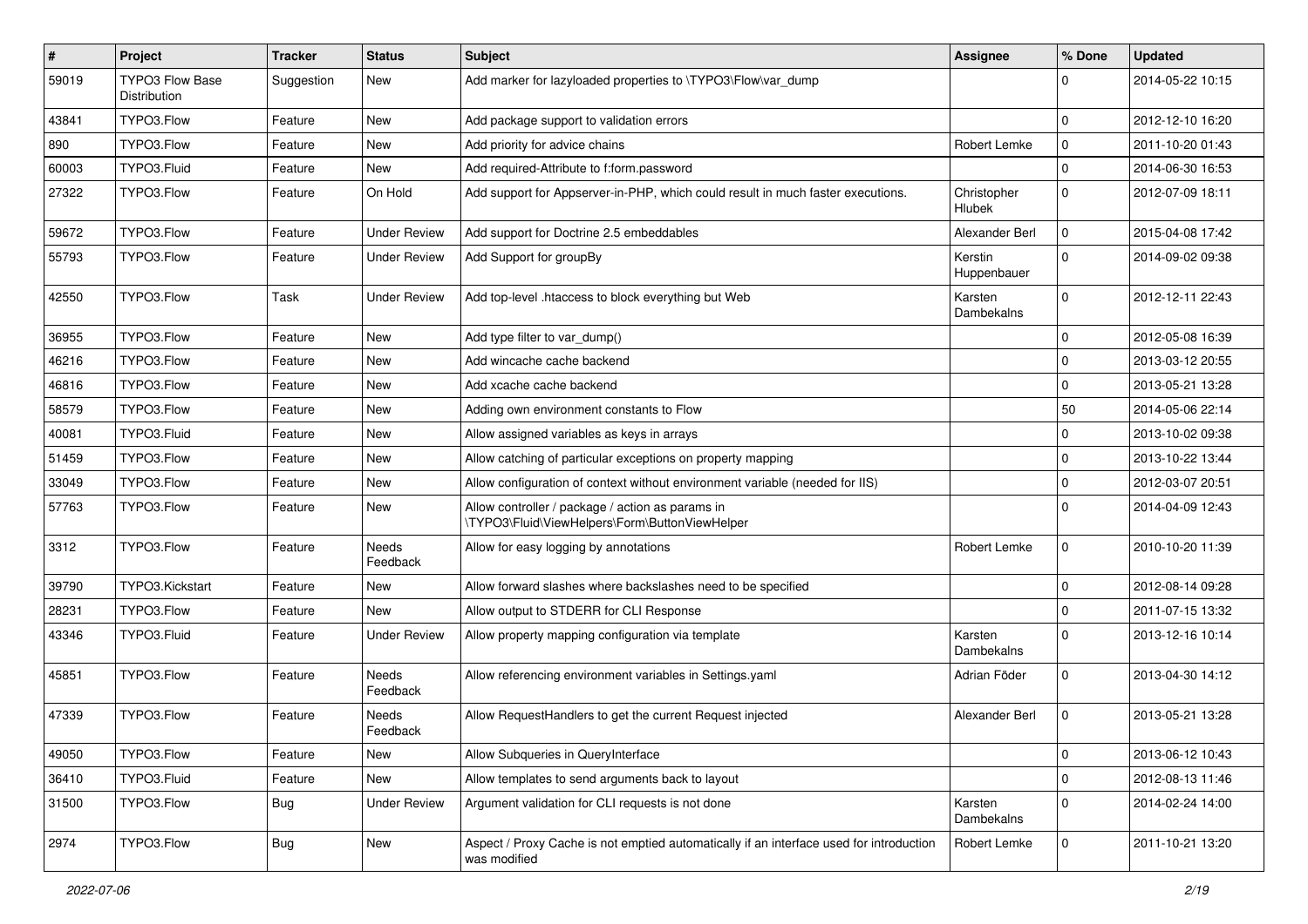| # | Project | Tracker | Status | Subject | Assignee | % Done | Updated |
|---|---|---|---|---|---|---|---|
| 59019 | TYPO3 Flow Base Distribution | Suggestion | New | Add marker for lazyloaded properties to \TYPO3\Flow\var_dump | | 0 | 2014-05-22 10:15 |
| 43841 | TYPO3.Flow | Feature | New | Add package support to validation errors | | 0 | 2012-12-10 16:20 |
| 890 | TYPO3.Flow | Feature | New | Add priority for advice chains | Robert Lemke | 0 | 2011-10-20 01:43 |
| 60003 | TYPO3.Fluid | Feature | New | Add required-Attribute to f:form.password | | 0 | 2014-06-30 16:53 |
| 27322 | TYPO3.Flow | Feature | On Hold | Add support for Appserver-in-PHP, which could result in much faster executions. | Christopher Hlubek | 0 | 2012-07-09 18:11 |
| 59672 | TYPO3.Flow | Feature | Under Review | Add support for Doctrine 2.5 embeddables | Alexander Berl | 0 | 2015-04-08 17:42 |
| 55793 | TYPO3.Flow | Feature | Under Review | Add Support for groupBy | Kerstin Huppenbauer | 0 | 2014-09-02 09:38 |
| 42550 | TYPO3.Flow | Task | Under Review | Add top-level .htaccess to block everything but Web | Karsten Dambekalns | 0 | 2012-12-11 22:43 |
| 36955 | TYPO3.Flow | Feature | New | Add type filter to var_dump() | | 0 | 2012-05-08 16:39 |
| 46216 | TYPO3.Flow | Feature | New | Add wincache cache backend | | 0 | 2013-03-12 20:55 |
| 46816 | TYPO3.Flow | Feature | New | Add xcache cache backend | | 0 | 2013-05-21 13:28 |
| 58579 | TYPO3.Flow | Feature | New | Adding own environment constants to Flow | | 50 | 2014-05-06 22:14 |
| 40081 | TYPO3.Fluid | Feature | New | Allow assigned variables as keys in arrays | | 0 | 2013-10-02 09:38 |
| 51459 | TYPO3.Flow | Feature | New | Allow catching of particular exceptions on property mapping | | 0 | 2013-10-22 13:44 |
| 33049 | TYPO3.Flow | Feature | New | Allow configuration of context without environment variable (needed for IIS) | | 0 | 2012-03-07 20:51 |
| 57763 | TYPO3.Flow | Feature | New | Allow controller / package / action as params in \TYPO3\Fluid\ViewHelpers\Form\ButtonViewHelper | | 0 | 2014-04-09 12:43 |
| 3312 | TYPO3.Flow | Feature | Needs Feedback | Allow for easy logging by annotations | Robert Lemke | 0 | 2010-10-20 11:39 |
| 39790 | TYPO3.Kickstart | Feature | New | Allow forward slashes where backslashes need to be specified | | 0 | 2012-08-14 09:28 |
| 28231 | TYPO3.Flow | Feature | New | Allow output to STDERR for CLI Response | | 0 | 2011-07-15 13:32 |
| 43346 | TYPO3.Fluid | Feature | Under Review | Allow property mapping configuration via template | Karsten Dambekalns | 0 | 2013-12-16 10:14 |
| 45851 | TYPO3.Flow | Feature | Needs Feedback | Allow referencing environment variables in Settings.yaml | Adrian Föder | 0 | 2013-04-30 14:12 |
| 47339 | TYPO3.Flow | Feature | Needs Feedback | Allow RequestHandlers to get the current Request injected | Alexander Berl | 0 | 2013-05-21 13:28 |
| 49050 | TYPO3.Flow | Feature | New | Allow Subqueries in QueryInterface | | 0 | 2013-06-12 10:43 |
| 36410 | TYPO3.Fluid | Feature | New | Allow templates to send arguments back to layout | | 0 | 2012-08-13 11:46 |
| 31500 | TYPO3.Flow | Bug | Under Review | Argument validation for CLI requests is not done | Karsten Dambekalns | 0 | 2014-02-24 14:00 |
| 2974 | TYPO3.Flow | Bug | New | Aspect / Proxy Cache is not emptied automatically if an interface used for introduction was modified | Robert Lemke | 0 | 2011-10-21 13:20 |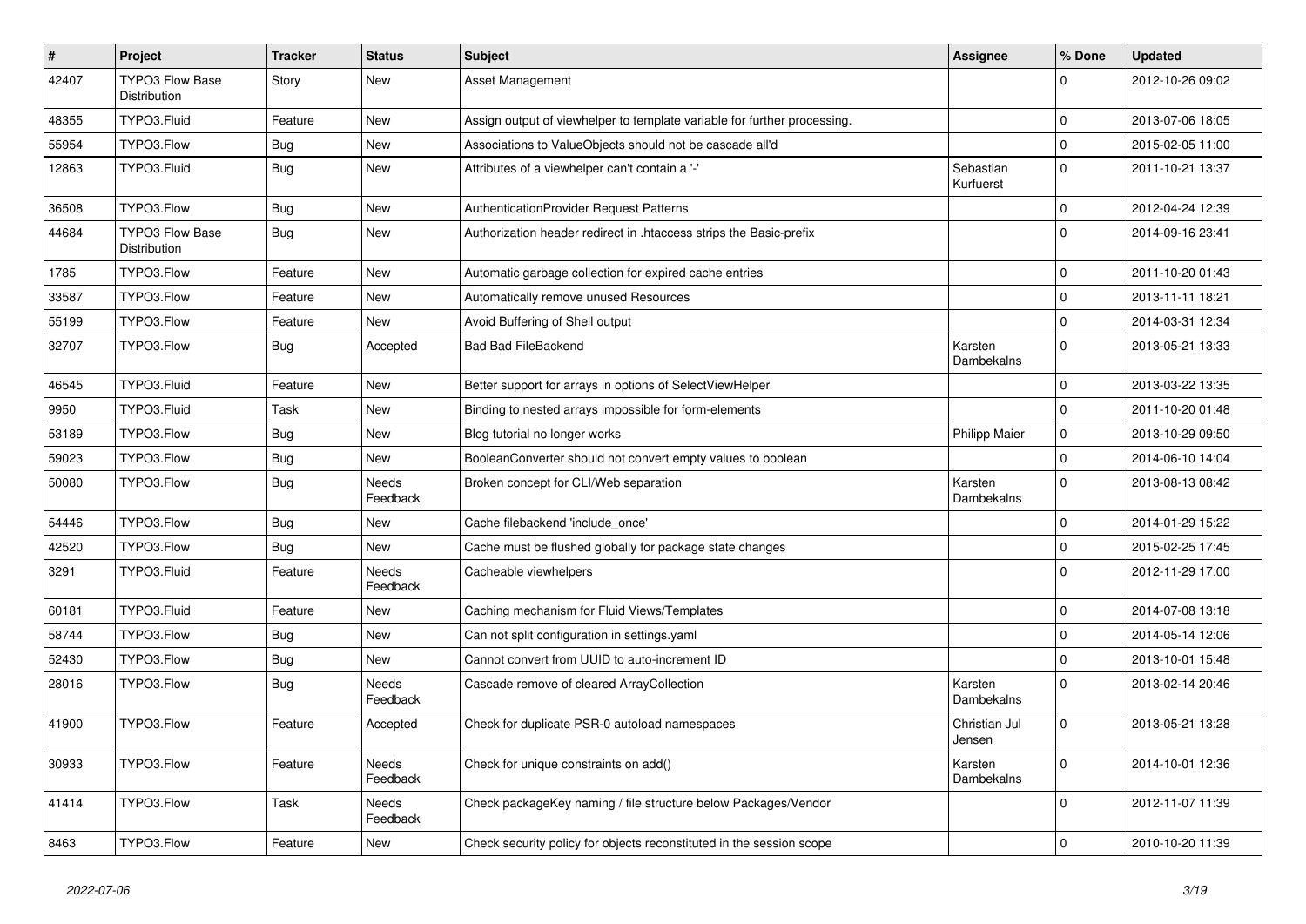| # | Project | Tracker | Status | Subject | Assignee | % Done | Updated |
|---|---|---|---|---|---|---|---|
| 42407 | TYPO3 Flow Base Distribution | Story | New | Asset Management | | 0 | 2012-10-26 09:02 |
| 48355 | TYPO3.Fluid | Feature | New | Assign output of viewhelper to template variable for further processing. | | 0 | 2013-07-06 18:05 |
| 55954 | TYPO3.Flow | Bug | New | Associations to ValueObjects should not be cascade all'd | | 0 | 2015-02-05 11:00 |
| 12863 | TYPO3.Fluid | Bug | New | Attributes of a viewhelper can't contain a '-' | Sebastian Kurfuerst | 0 | 2011-10-21 13:37 |
| 36508 | TYPO3.Flow | Bug | New | AuthenticationProvider Request Patterns | | 0 | 2012-04-24 12:39 |
| 44684 | TYPO3 Flow Base Distribution | Bug | New | Authorization header redirect in .htaccess strips the Basic-prefix | | 0 | 2014-09-16 23:41 |
| 1785 | TYPO3.Flow | Feature | New | Automatic garbage collection for expired cache entries | | 0 | 2011-10-20 01:43 |
| 33587 | TYPO3.Flow | Feature | New | Automatically remove unused Resources | | 0 | 2013-11-11 18:21 |
| 55199 | TYPO3.Flow | Feature | New | Avoid Buffering of Shell output | | 0 | 2014-03-31 12:34 |
| 32707 | TYPO3.Flow | Bug | Accepted | Bad Bad FileBackend | Karsten Dambekalns | 0 | 2013-05-21 13:33 |
| 46545 | TYPO3.Fluid | Feature | New | Better support for arrays in options of SelectViewHelper | | 0 | 2013-03-22 13:35 |
| 9950 | TYPO3.Fluid | Task | New | Binding to nested arrays impossible for form-elements | | 0 | 2011-10-20 01:48 |
| 53189 | TYPO3.Flow | Bug | New | Blog tutorial no longer works | Philipp Maier | 0 | 2013-10-29 09:50 |
| 59023 | TYPO3.Flow | Bug | New | BooleanConverter should not convert empty values to boolean | | 0 | 2014-06-10 14:04 |
| 50080 | TYPO3.Flow | Bug | Needs Feedback | Broken concept for CLI/Web separation | Karsten Dambekalns | 0 | 2013-08-13 08:42 |
| 54446 | TYPO3.Flow | Bug | New | Cache filebackend 'include_once' | | 0 | 2014-01-29 15:22 |
| 42520 | TYPO3.Flow | Bug | New | Cache must be flushed globally for package state changes | | 0 | 2015-02-25 17:45 |
| 3291 | TYPO3.Fluid | Feature | Needs Feedback | Cacheable viewhelpers | | 0 | 2012-11-29 17:00 |
| 60181 | TYPO3.Fluid | Feature | New | Caching mechanism for Fluid Views/Templates | | 0 | 2014-07-08 13:18 |
| 58744 | TYPO3.Flow | Bug | New | Can not split configuration in settings.yaml | | 0 | 2014-05-14 12:06 |
| 52430 | TYPO3.Flow | Bug | New | Cannot convert from UUID to auto-increment ID | | 0 | 2013-10-01 15:48 |
| 28016 | TYPO3.Flow | Bug | Needs Feedback | Cascade remove of cleared ArrayCollection | Karsten Dambekalns | 0 | 2013-02-14 20:46 |
| 41900 | TYPO3.Flow | Feature | Accepted | Check for duplicate PSR-0 autoload namespaces | Christian Jul Jensen | 0 | 2013-05-21 13:28 |
| 30933 | TYPO3.Flow | Feature | Needs Feedback | Check for unique constraints on add() | Karsten Dambekalns | 0 | 2014-10-01 12:36 |
| 41414 | TYPO3.Flow | Task | Needs Feedback | Check packageKey naming / file structure below Packages/Vendor | | 0 | 2012-11-07 11:39 |
| 8463 | TYPO3.Flow | Feature | New | Check security policy for objects reconstituted in the session scope | | 0 | 2010-10-20 11:39 |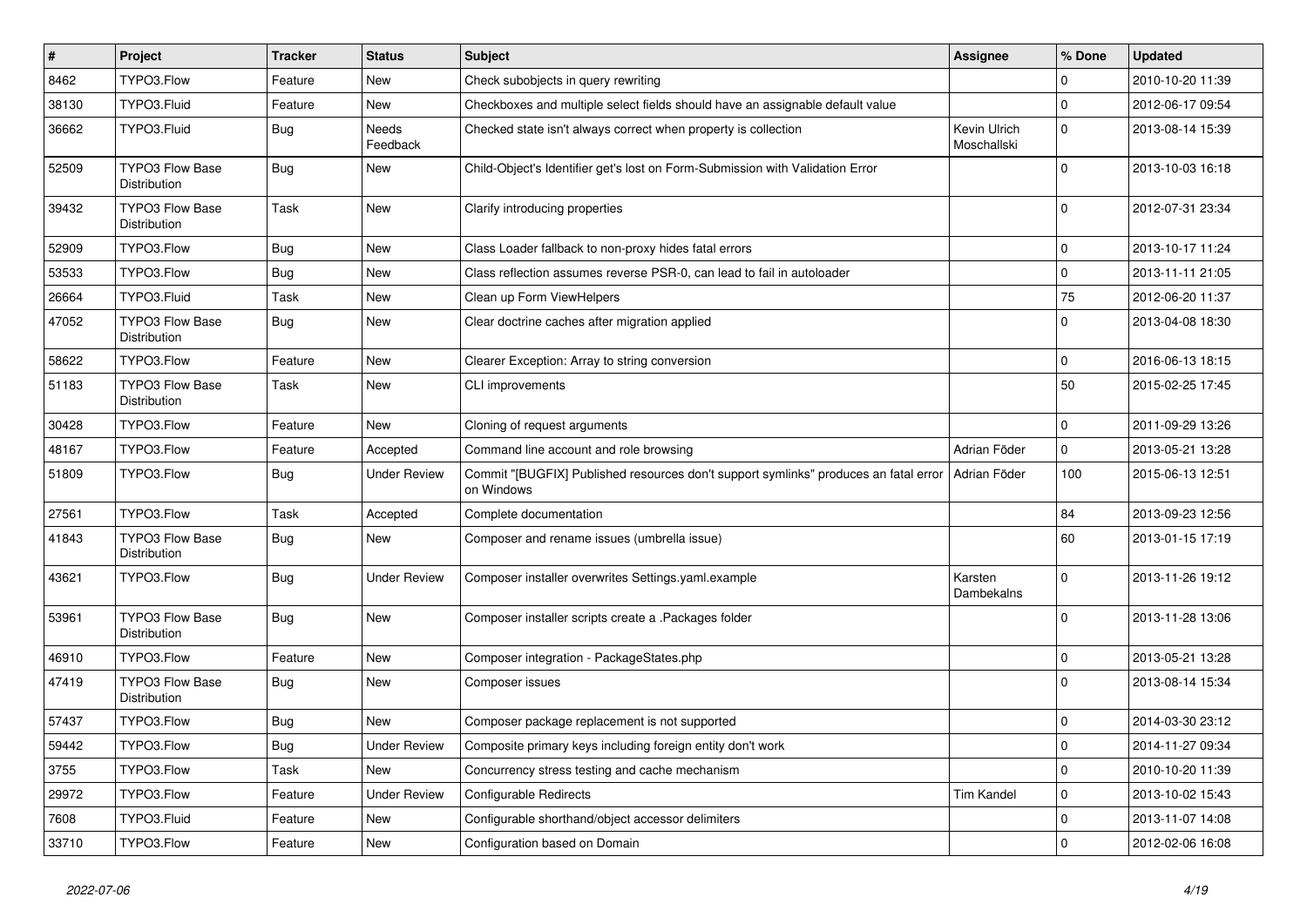| # | Project | Tracker | Status | Subject | Assignee | % Done | Updated |
|---|---|---|---|---|---|---|---|
| 8462 | TYPO3.Flow | Feature | New | Check subobjects in query rewriting | | 0 | 2010-10-20 11:39 |
| 38130 | TYPO3.Fluid | Feature | New | Checkboxes and multiple select fields should have an assignable default value | | 0 | 2012-06-17 09:54 |
| 36662 | TYPO3.Fluid | Bug | Needs Feedback | Checked state isn't always correct when property is collection | Kevin Ulrich Moschallski | 0 | 2013-08-14 15:39 |
| 52509 | TYPO3 Flow Base Distribution | Bug | New | Child-Object's Identifier get's lost on Form-Submission with Validation Error | | 0 | 2013-10-03 16:18 |
| 39432 | TYPO3 Flow Base Distribution | Task | New | Clarify introducing properties | | 0 | 2012-07-31 23:34 |
| 52909 | TYPO3.Flow | Bug | New | Class Loader fallback to non-proxy hides fatal errors | | 0 | 2013-10-17 11:24 |
| 53533 | TYPO3.Flow | Bug | New | Class reflection assumes reverse PSR-0, can lead to fail in autoloader | | 0 | 2013-11-11 21:05 |
| 26664 | TYPO3.Fluid | Task | New | Clean up Form ViewHelpers | | 75 | 2012-06-20 11:37 |
| 47052 | TYPO3 Flow Base Distribution | Bug | New | Clear doctrine caches after migration applied | | 0 | 2013-04-08 18:30 |
| 58622 | TYPO3.Flow | Feature | New | Clearer Exception: Array to string conversion | | 0 | 2016-06-13 18:15 |
| 51183 | TYPO3 Flow Base Distribution | Task | New | CLI improvements | | 50 | 2015-02-25 17:45 |
| 30428 | TYPO3.Flow | Feature | New | Cloning of request arguments | | 0 | 2011-09-29 13:26 |
| 48167 | TYPO3.Flow | Feature | Accepted | Command line account and role browsing | Adrian Föder | 0 | 2013-05-21 13:28 |
| 51809 | TYPO3.Flow | Bug | Under Review | Commit "[BUGFIX] Published resources don't support symlinks" produces an fatal error on Windows | Adrian Föder | 100 | 2015-06-13 12:51 |
| 27561 | TYPO3.Flow | Task | Accepted | Complete documentation | | 84 | 2013-09-23 12:56 |
| 41843 | TYPO3 Flow Base Distribution | Bug | New | Composer and rename issues (umbrella issue) | | 60 | 2013-01-15 17:19 |
| 43621 | TYPO3.Flow | Bug | Under Review | Composer installer overwrites Settings.yaml.example | Karsten Dambekalns | 0 | 2013-11-26 19:12 |
| 53961 | TYPO3 Flow Base Distribution | Bug | New | Composer installer scripts create a .Packages folder | | 0 | 2013-11-28 13:06 |
| 46910 | TYPO3.Flow | Feature | New | Composer integration - PackageStates.php | | 0 | 2013-05-21 13:28 |
| 47419 | TYPO3 Flow Base Distribution | Bug | New | Composer issues | | 0 | 2013-08-14 15:34 |
| 57437 | TYPO3.Flow | Bug | New | Composer package replacement is not supported | | 0 | 2014-03-30 23:12 |
| 59442 | TYPO3.Flow | Bug | Under Review | Composite primary keys including foreign entity don't work | | 0 | 2014-11-27 09:34 |
| 3755 | TYPO3.Flow | Task | New | Concurrency stress testing and cache mechanism | | 0 | 2010-10-20 11:39 |
| 29972 | TYPO3.Flow | Feature | Under Review | Configurable Redirects | Tim Kandel | 0 | 2013-10-02 15:43 |
| 7608 | TYPO3.Fluid | Feature | New | Configurable shorthand/object accessor delimiters | | 0 | 2013-11-07 14:08 |
| 33710 | TYPO3.Flow | Feature | New | Configuration based on Domain | | 0 | 2012-02-06 16:08 |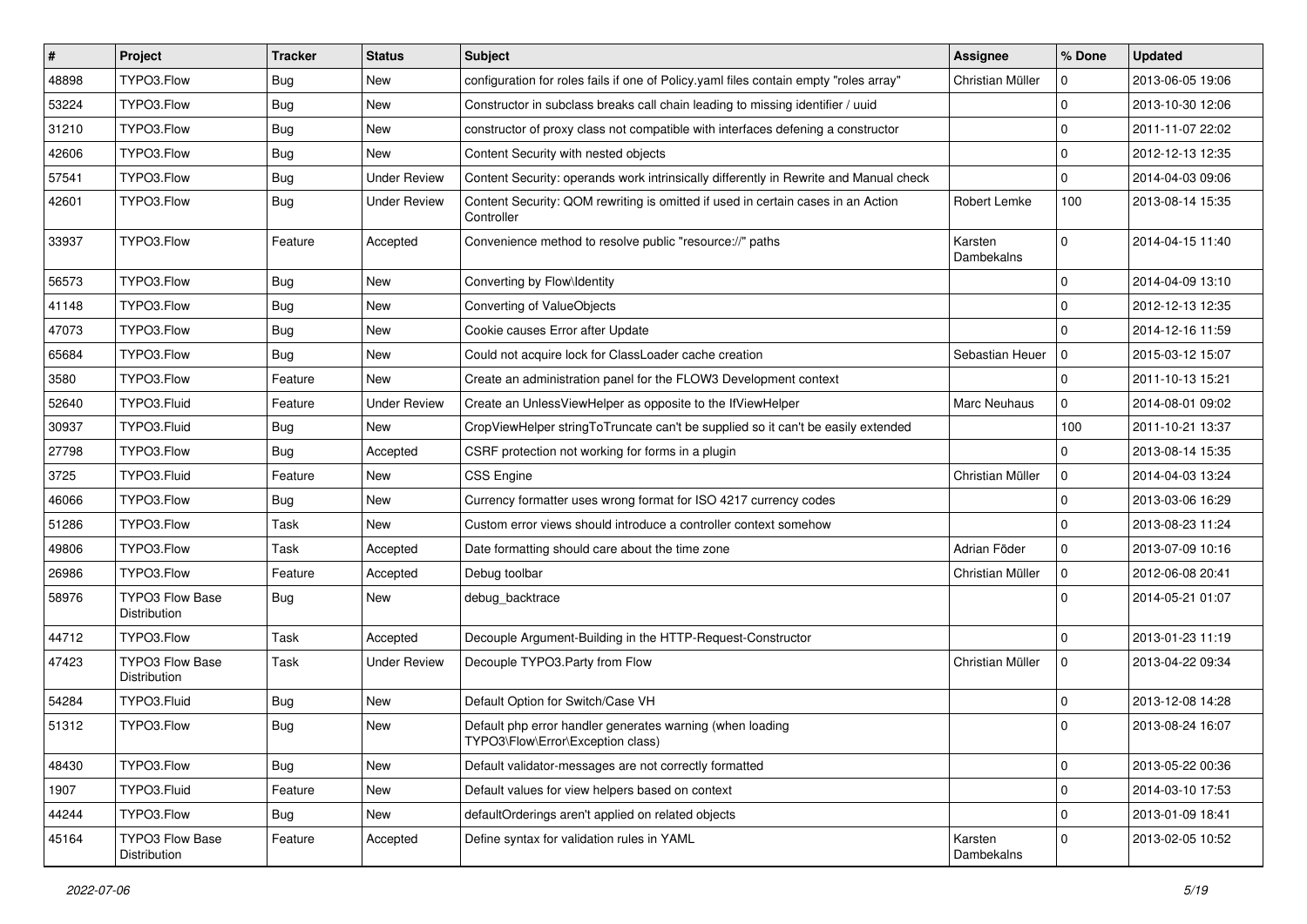| # | Project | Tracker | Status | Subject | Assignee | % Done | Updated |
|---|---|---|---|---|---|---|---|
| 48898 | TYPO3.Flow | Bug | New | configuration for roles fails if one of Policy.yaml files contain empty "roles array" | Christian Müller | 0 | 2013-06-05 19:06 |
| 53224 | TYPO3.Flow | Bug | New | Constructor in subclass breaks call chain leading to missing identifier / uuid | | 0 | 2013-10-30 12:06 |
| 31210 | TYPO3.Flow | Bug | New | constructor of proxy class not compatible with interfaces defening a constructor | | 0 | 2011-11-07 22:02 |
| 42606 | TYPO3.Flow | Bug | New | Content Security with nested objects | | 0 | 2012-12-13 12:35 |
| 57541 | TYPO3.Flow | Bug | Under Review | Content Security: operands work intrinsically differently in Rewrite and Manual check | | 0 | 2014-04-03 09:06 |
| 42601 | TYPO3.Flow | Bug | Under Review | Content Security: QOM rewriting is omitted if used in certain cases in an Action Controller | Robert Lemke | 100 | 2013-08-14 15:35 |
| 33937 | TYPO3.Flow | Feature | Accepted | Convenience method to resolve public "resource://" paths | Karsten Dambekalns | 0 | 2014-04-15 11:40 |
| 56573 | TYPO3.Flow | Bug | New | Converting by Flow\Identity | | 0 | 2014-04-09 13:10 |
| 41148 | TYPO3.Flow | Bug | New | Converting of ValueObjects | | 0 | 2012-12-13 12:35 |
| 47073 | TYPO3.Flow | Bug | New | Cookie causes Error after Update | | 0 | 2014-12-16 11:59 |
| 65684 | TYPO3.Flow | Bug | New | Could not acquire lock for ClassLoader cache creation | Sebastian Heuer | 0 | 2015-03-12 15:07 |
| 3580 | TYPO3.Flow | Feature | New | Create an administration panel for the FLOW3 Development context | | 0 | 2011-10-13 15:21 |
| 52640 | TYPO3.Fluid | Feature | Under Review | Create an UnlessViewHelper as opposite to the IfViewHelper | Marc Neuhaus | 0 | 2014-08-01 09:02 |
| 30937 | TYPO3.Fluid | Bug | New | CropViewHelper stringToTruncate can't be supplied so it can't be easily extended | | 100 | 2011-10-21 13:37 |
| 27798 | TYPO3.Flow | Bug | Accepted | CSRF protection not working for forms in a plugin | | 0 | 2013-08-14 15:35 |
| 3725 | TYPO3.Fluid | Feature | New | CSS Engine | Christian Müller | 0 | 2014-04-03 13:24 |
| 46066 | TYPO3.Flow | Bug | New | Currency formatter uses wrong format for ISO 4217 currency codes | | 0 | 2013-03-06 16:29 |
| 51286 | TYPO3.Flow | Task | New | Custom error views should introduce a controller context somehow | | 0 | 2013-08-23 11:24 |
| 49806 | TYPO3.Flow | Task | Accepted | Date formatting should care about the time zone | Adrian Föder | 0 | 2013-07-09 10:16 |
| 26986 | TYPO3.Flow | Feature | Accepted | Debug toolbar | Christian Müller | 0 | 2012-06-08 20:41 |
| 58976 | TYPO3 Flow Base Distribution | Bug | New | debug_backtrace | | 0 | 2014-05-21 01:07 |
| 44712 | TYPO3.Flow | Task | Accepted | Decouple Argument-Building in the HTTP-Request-Constructor | | 0 | 2013-01-23 11:19 |
| 47423 | TYPO3 Flow Base Distribution | Task | Under Review | Decouple TYPO3.Party from Flow | Christian Müller | 0 | 2013-04-22 09:34 |
| 54284 | TYPO3.Fluid | Bug | New | Default Option for Switch/Case VH | | 0 | 2013-12-08 14:28 |
| 51312 | TYPO3.Flow | Bug | New | Default php error handler generates warning (when loading TYPO3\Flow\Error\Exception class) | | 0 | 2013-08-24 16:07 |
| 48430 | TYPO3.Flow | Bug | New | Default validator-messages are not correctly formatted | | 0 | 2013-05-22 00:36 |
| 1907 | TYPO3.Fluid | Feature | New | Default values for view helpers based on context | | 0 | 2014-03-10 17:53 |
| 44244 | TYPO3.Flow | Bug | New | defaultOrderings aren't applied on related objects | | 0 | 2013-01-09 18:41 |
| 45164 | TYPO3 Flow Base Distribution | Feature | Accepted | Define syntax for validation rules in YAML | Karsten Dambekalns | 0 | 2013-02-05 10:52 |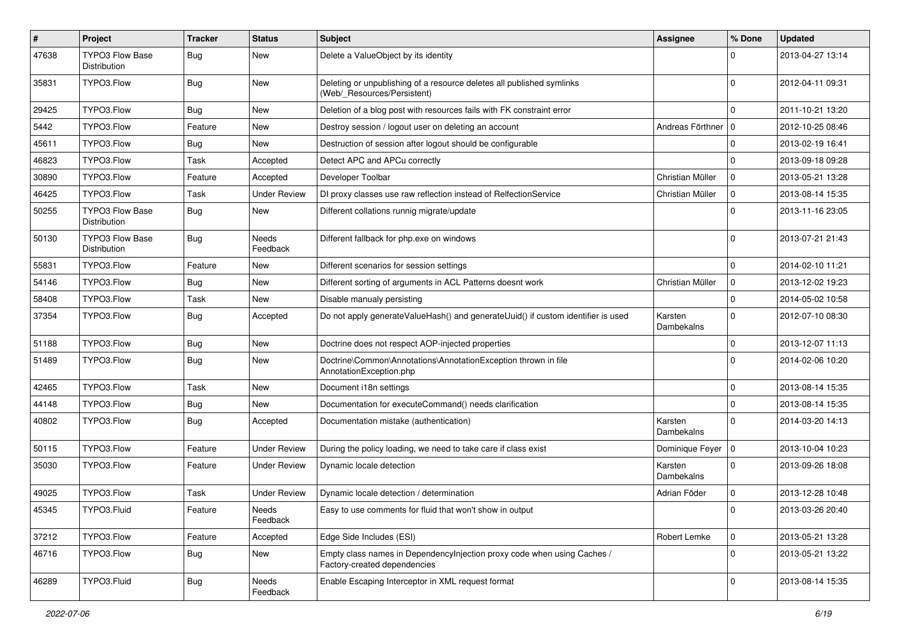| # | Project | Tracker | Status | Subject | Assignee | % Done | Updated |
|---|---|---|---|---|---|---|---|
| 47638 | TYPO3 Flow Base Distribution | Bug | New | Delete a ValueObject by its identity | | 0 | 2013-04-27 13:14 |
| 35831 | TYPO3.Flow | Bug | New | Deleting or unpublishing of a resource deletes all published symlinks (Web/_Resources/Persistent) | | 0 | 2012-04-11 09:31 |
| 29425 | TYPO3.Flow | Bug | New | Deletion of a blog post with resources fails with FK constraint error | | 0 | 2011-10-21 13:20 |
| 5442 | TYPO3.Flow | Feature | New | Destroy session / logout user on deleting an account | Andreas Förthner | 0 | 2012-10-25 08:46 |
| 45611 | TYPO3.Flow | Bug | New | Destruction of session after logout should be configurable | | 0 | 2013-02-19 16:41 |
| 46823 | TYPO3.Flow | Task | Accepted | Detect APC and APCu correctly | | 0 | 2013-09-18 09:28 |
| 30890 | TYPO3.Flow | Feature | Accepted | Developer Toolbar | Christian Müller | 0 | 2013-05-21 13:28 |
| 46425 | TYPO3.Flow | Task | Under Review | DI proxy classes use raw reflection instead of RelfectionService | Christian Müller | 0 | 2013-08-14 15:35 |
| 50255 | TYPO3 Flow Base Distribution | Bug | New | Different collations runnig migrate/update | | 0 | 2013-11-16 23:05 |
| 50130 | TYPO3 Flow Base Distribution | Bug | Needs Feedback | Different fallback for php.exe on windows | | 0 | 2013-07-21 21:43 |
| 55831 | TYPO3.Flow | Feature | New | Different scenarios for session settings | | 0 | 2014-02-10 11:21 |
| 54146 | TYPO3.Flow | Bug | New | Different sorting of arguments in ACL Patterns doesnt work | Christian Müller | 0 | 2013-12-02 19:23 |
| 58408 | TYPO3.Flow | Task | New | Disable manualy persisting | | 0 | 2014-05-02 10:58 |
| 37354 | TYPO3.Flow | Bug | Accepted | Do not apply generateValueHash() and generateUuid() if custom identifier is used | Karsten Dambekalns | 0 | 2012-07-10 08:30 |
| 51188 | TYPO3.Flow | Bug | New | Doctrine does not respect AOP-injected properties | | 0 | 2013-12-07 11:13 |
| 51489 | TYPO3.Flow | Bug | New | Doctrine\Common\Annotations\AnnotationException thrown in file AnnotationException.php | | 0 | 2014-02-06 10:20 |
| 42465 | TYPO3.Flow | Task | New | Document i18n settings | | 0 | 2013-08-14 15:35 |
| 44148 | TYPO3.Flow | Bug | New | Documentation for executeCommand() needs clarification | | 0 | 2013-08-14 15:35 |
| 40802 | TYPO3.Flow | Bug | Accepted | Documentation mistake (authentication) | Karsten Dambekalns | 0 | 2014-03-20 14:13 |
| 50115 | TYPO3.Flow | Feature | Under Review | During the policy loading, we need to take care if class exist | Dominique Feyer | 0 | 2013-10-04 10:23 |
| 35030 | TYPO3.Flow | Feature | Under Review | Dynamic locale detection | Karsten Dambekalns | 0 | 2013-09-26 18:08 |
| 49025 | TYPO3.Flow | Task | Under Review | Dynamic locale detection / determination | Adrian Föder | 0 | 2013-12-28 10:48 |
| 45345 | TYPO3.Fluid | Feature | Needs Feedback | Easy to use comments for fluid that won't show in output | | 0 | 2013-03-26 20:40 |
| 37212 | TYPO3.Flow | Feature | Accepted | Edge Side Includes (ESI) | Robert Lemke | 0 | 2013-05-21 13:28 |
| 46716 | TYPO3.Flow | Bug | New | Empty class names in DependencyInjection proxy code when using Caches / Factory-created dependencies | | 0 | 2013-05-21 13:22 |
| 46289 | TYPO3.Fluid | Bug | Needs Feedback | Enable Escaping Interceptor in XML request format | | 0 | 2013-08-14 15:35 |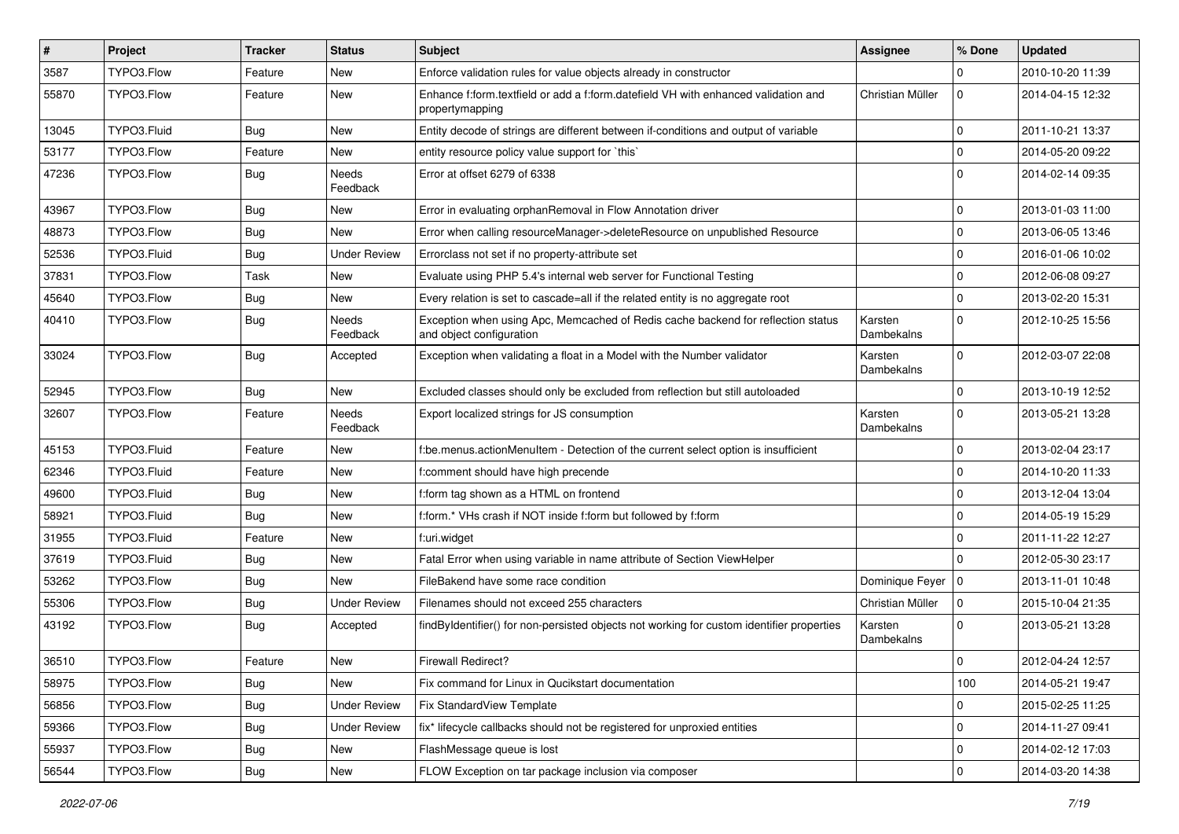| # | Project | Tracker | Status | Subject | Assignee | % Done | Updated |
|---|---|---|---|---|---|---|---|
| 3587 | TYPO3.Flow | Feature | New | Enforce validation rules for value objects already in constructor | | 0 | 2010-10-20 11:39 |
| 55870 | TYPO3.Flow | Feature | New | Enhance f:form.textfield or add a f:form.datefield VH with enhanced validation and propertymapping | Christian Müller | 0 | 2014-04-15 12:32 |
| 13045 | TYPO3.Fluid | Bug | New | Entity decode of strings are different between if-conditions and output of variable | | 0 | 2011-10-21 13:37 |
| 53177 | TYPO3.Flow | Feature | New | entity resource policy value support for `this` | | 0 | 2014-05-20 09:22 |
| 47236 | TYPO3.Flow | Bug | Needs Feedback | Error at offset 6279 of 6338 | | 0 | 2014-02-14 09:35 |
| 43967 | TYPO3.Flow | Bug | New | Error in evaluating orphanRemoval in Flow Annotation driver | | 0 | 2013-01-03 11:00 |
| 48873 | TYPO3.Flow | Bug | New | Error when calling resourceManager->deleteResource on unpublished Resource | | 0 | 2013-06-05 13:46 |
| 52536 | TYPO3.Fluid | Bug | Under Review | Errorclass not set if no property-attribute set | | 0 | 2016-01-06 10:02 |
| 37831 | TYPO3.Flow | Task | New | Evaluate using PHP 5.4's internal web server for Functional Testing | | 0 | 2012-06-08 09:27 |
| 45640 | TYPO3.Flow | Bug | New | Every relation is set to cascade=all if the related entity is no aggregate root | | 0 | 2013-02-20 15:31 |
| 40410 | TYPO3.Flow | Bug | Needs Feedback | Exception when using Apc, Memcached of Redis cache backend for reflection status and object configuration | Karsten Dambekalns | 0 | 2012-10-25 15:56 |
| 33024 | TYPO3.Flow | Bug | Accepted | Exception when validating a float in a Model with the Number validator | Karsten Dambekalns | 0 | 2012-03-07 22:08 |
| 52945 | TYPO3.Flow | Bug | New | Excluded classes should only be excluded from reflection but still autoloaded | | 0 | 2013-10-19 12:52 |
| 32607 | TYPO3.Flow | Feature | Needs Feedback | Export localized strings for JS consumption | Karsten Dambekalns | 0 | 2013-05-21 13:28 |
| 45153 | TYPO3.Fluid | Feature | New | f:be.menus.actionMenuItem - Detection of the current select option is insufficient | | 0 | 2013-02-04 23:17 |
| 62346 | TYPO3.Fluid | Feature | New | f:comment should have high precende | | 0 | 2014-10-20 11:33 |
| 49600 | TYPO3.Fluid | Bug | New | f:form tag shown as a HTML on frontend | | 0 | 2013-12-04 13:04 |
| 58921 | TYPO3.Fluid | Bug | New | f:form.* VHs crash if NOT inside f:form but followed by f:form | | 0 | 2014-05-19 15:29 |
| 31955 | TYPO3.Fluid | Feature | New | f:uri.widget | | 0 | 2011-11-22 12:27 |
| 37619 | TYPO3.Fluid | Bug | New | Fatal Error when using variable in name attribute of Section ViewHelper | | 0 | 2012-05-30 23:17 |
| 53262 | TYPO3.Flow | Bug | New | FileBakend have some race condition | Dominique Feyer | 0 | 2013-11-01 10:48 |
| 55306 | TYPO3.Flow | Bug | Under Review | Filenames should not exceed 255 characters | Christian Müller | 0 | 2015-10-04 21:35 |
| 43192 | TYPO3.Flow | Bug | Accepted | findByIdentifier() for non-persisted objects not working for custom identifier properties | Karsten Dambekalns | 0 | 2013-05-21 13:28 |
| 36510 | TYPO3.Flow | Feature | New | Firewall Redirect? | | 0 | 2012-04-24 12:57 |
| 58975 | TYPO3.Flow | Bug | New | Fix command for Linux in Qucikstart documentation | | 100 | 2014-05-21 19:47 |
| 56856 | TYPO3.Flow | Bug | Under Review | Fix StandardView Template | | 0 | 2015-02-25 11:25 |
| 59366 | TYPO3.Flow | Bug | Under Review | fix* lifecycle callbacks should not be registered for unproxied entities | | 0 | 2014-11-27 09:41 |
| 55937 | TYPO3.Flow | Bug | New | FlashMessage queue is lost | | 0 | 2014-02-12 17:03 |
| 56544 | TYPO3.Flow | Bug | New | FLOW Exception on tar package inclusion via composer | | 0 | 2014-03-20 14:38 |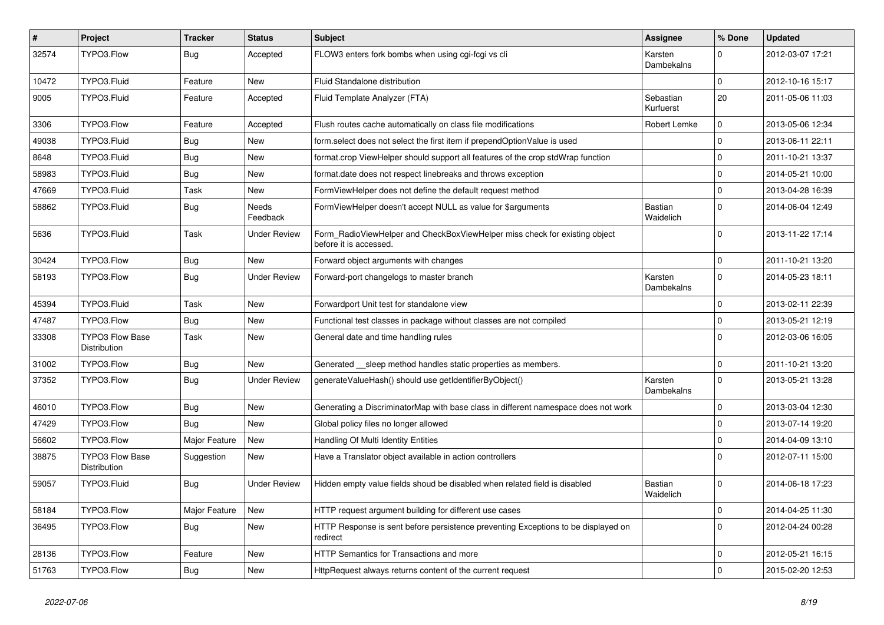| # | Project | Tracker | Status | Subject | Assignee | % Done | Updated |
|---|---|---|---|---|---|---|---|
| 32574 | TYPO3.Flow | Bug | Accepted | FLOW3 enters fork bombs when using cgi-fcgi vs cli | Karsten Dambekalns | 0 | 2012-03-07 17:21 |
| 10472 | TYPO3.Fluid | Feature | New | Fluid Standalone distribution | | 0 | 2012-10-16 15:17 |
| 9005 | TYPO3.Fluid | Feature | Accepted | Fluid Template Analyzer (FTA) | Sebastian Kurfuerst | 20 | 2011-05-06 11:03 |
| 3306 | TYPO3.Flow | Feature | Accepted | Flush routes cache automatically on class file modifications | Robert Lemke | 0 | 2013-05-06 12:34 |
| 49038 | TYPO3.Fluid | Bug | New | form.select does not select the first item if prependOptionValue is used | | 0 | 2013-06-11 22:11 |
| 8648 | TYPO3.Fluid | Bug | New | format.crop ViewHelper should support all features of the crop stdWrap function | | 0 | 2011-10-21 13:37 |
| 58983 | TYPO3.Fluid | Bug | New | format.date does not respect linebreaks and throws exception | | 0 | 2014-05-21 10:00 |
| 47669 | TYPO3.Fluid | Task | New | FormViewHelper does not define the default request method | | 0 | 2013-04-28 16:39 |
| 58862 | TYPO3.Fluid | Bug | Needs Feedback | FormViewHelper doesn't accept NULL as value for $arguments | Bastian Waidelich | 0 | 2014-06-04 12:49 |
| 5636 | TYPO3.Fluid | Task | Under Review | Form_RadioViewHelper and CheckBoxViewHelper miss check for existing object before it is accessed. | | 0 | 2013-11-22 17:14 |
| 30424 | TYPO3.Flow | Bug | New | Forward object arguments with changes | | 0 | 2011-10-21 13:20 |
| 58193 | TYPO3.Flow | Bug | Under Review | Forward-port changelogs to master branch | Karsten Dambekalns | 0 | 2014-05-23 18:11 |
| 45394 | TYPO3.Fluid | Task | New | Forwardport Unit test for standalone view | | 0 | 2013-02-11 22:39 |
| 47487 | TYPO3.Flow | Bug | New | Functional test classes in package without classes are not compiled | | 0 | 2013-05-21 12:19 |
| 33308 | TYPO3 Flow Base Distribution | Task | New | General date and time handling rules | | 0 | 2012-03-06 16:05 |
| 31002 | TYPO3.Flow | Bug | New | Generated __sleep method handles static properties as members. | | 0 | 2011-10-21 13:20 |
| 37352 | TYPO3.Flow | Bug | Under Review | generateValueHash() should use getIdentifierByObject() | Karsten Dambekalns | 0 | 2013-05-21 13:28 |
| 46010 | TYPO3.Flow | Bug | New | Generating a DiscriminatorMap with base class in different namespace does not work | | 0 | 2013-03-04 12:30 |
| 47429 | TYPO3.Flow | Bug | New | Global policy files no longer allowed | | 0 | 2013-07-14 19:20 |
| 56602 | TYPO3.Flow | Major Feature | New | Handling Of Multi Identity Entities | | 0 | 2014-04-09 13:10 |
| 38875 | TYPO3 Flow Base Distribution | Suggestion | New | Have a Translator object available in action controllers | | 0 | 2012-07-11 15:00 |
| 59057 | TYPO3.Fluid | Bug | Under Review | Hidden empty value fields shoud be disabled when related field is disabled | Bastian Waidelich | 0 | 2014-06-18 17:23 |
| 58184 | TYPO3.Flow | Major Feature | New | HTTP request argument building for different use cases | | 0 | 2014-04-25 11:30 |
| 36495 | TYPO3.Flow | Bug | New | HTTP Response is sent before persistence preventing Exceptions to be displayed on redirect | | 0 | 2012-04-24 00:28 |
| 28136 | TYPO3.Flow | Feature | New | HTTP Semantics for Transactions and more | | 0 | 2012-05-21 16:15 |
| 51763 | TYPO3.Flow | Bug | New | HttpRequest always returns content of the current request | | 0 | 2015-02-20 12:53 |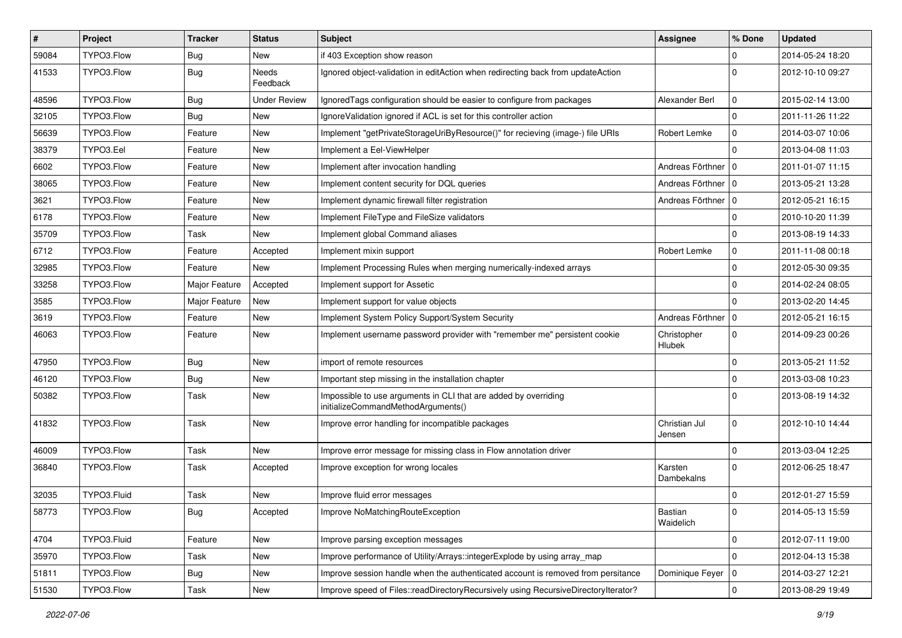| # | Project | Tracker | Status | Subject | Assignee | % Done | Updated |
|---|---|---|---|---|---|---|---|
| 59084 | TYPO3.Flow | Bug | New | if 403 Exception show reason | | 0 | 2014-05-24 18:20 |
| 41533 | TYPO3.Flow | Bug | Needs Feedback | Ignored object-validation in editAction when redirecting back from updateAction | | 0 | 2012-10-10 09:27 |
| 48596 | TYPO3.Flow | Bug | Under Review | IgnoredTags configuration should be easier to configure from packages | Alexander Berl | 0 | 2015-02-14 13:00 |
| 32105 | TYPO3.Flow | Bug | New | IgnoreValidation ignored if ACL is set for this controller action | | 0 | 2011-11-26 11:22 |
| 56639 | TYPO3.Flow | Feature | New | Implement "getPrivateStorageUriByResource()" for recieving (image-) file URIs | Robert Lemke | 0 | 2014-03-07 10:06 |
| 38379 | TYPO3.Eel | Feature | New | Implement a Eel-ViewHelper | | 0 | 2013-04-08 11:03 |
| 6602 | TYPO3.Flow | Feature | New | Implement after invocation handling | Andreas Förthner | 0 | 2011-01-07 11:15 |
| 38065 | TYPO3.Flow | Feature | New | Implement content security for DQL queries | Andreas Förthner | 0 | 2013-05-21 13:28 |
| 3621 | TYPO3.Flow | Feature | New | Implement dynamic firewall filter registration | Andreas Förthner | 0 | 2012-05-21 16:15 |
| 6178 | TYPO3.Flow | Feature | New | Implement FileType and FileSize validators | | 0 | 2010-10-20 11:39 |
| 35709 | TYPO3.Flow | Task | New | Implement global Command aliases | | 0 | 2013-08-19 14:33 |
| 6712 | TYPO3.Flow | Feature | Accepted | Implement mixin support | Robert Lemke | 0 | 2011-11-08 00:18 |
| 32985 | TYPO3.Flow | Feature | New | Implement Processing Rules when merging numerically-indexed arrays | | 0 | 2012-05-30 09:35 |
| 33258 | TYPO3.Flow | Major Feature | Accepted | Implement support for Assetic | | 0 | 2014-02-24 08:05 |
| 3585 | TYPO3.Flow | Major Feature | New | Implement support for value objects | | 0 | 2013-02-20 14:45 |
| 3619 | TYPO3.Flow | Feature | New | Implement System Policy Support/System Security | Andreas Förthner | 0 | 2012-05-21 16:15 |
| 46063 | TYPO3.Flow | Feature | New | Implement username password provider with "remember me" persistent cookie | Christopher Hlubek | 0 | 2014-09-23 00:26 |
| 47950 | TYPO3.Flow | Bug | New | import of remote resources | | 0 | 2013-05-21 11:52 |
| 46120 | TYPO3.Flow | Bug | New | Important step missing in the installation chapter | | 0 | 2013-03-08 10:23 |
| 50382 | TYPO3.Flow | Task | New | Impossible to use arguments in CLI that are added by overriding initializeCommandMethodArguments() | | 0 | 2013-08-19 14:32 |
| 41832 | TYPO3.Flow | Task | New | Improve error handling for incompatible packages | Christian Jul Jensen | 0 | 2012-10-10 14:44 |
| 46009 | TYPO3.Flow | Task | New | Improve error message for missing class in Flow annotation driver | | 0 | 2013-03-04 12:25 |
| 36840 | TYPO3.Flow | Task | Accepted | Improve exception for wrong locales | Karsten Dambekalns | 0 | 2012-06-25 18:47 |
| 32035 | TYPO3.Fluid | Task | New | Improve fluid error messages | | 0 | 2012-01-27 15:59 |
| 58773 | TYPO3.Flow | Bug | Accepted | Improve NoMatchingRouteException | Bastian Waidelich | 0 | 2014-05-13 15:59 |
| 4704 | TYPO3.Fluid | Feature | New | Improve parsing exception messages | | 0 | 2012-07-11 19:00 |
| 35970 | TYPO3.Flow | Task | New | Improve performance of Utility/Arrays::integerExplode by using array_map | | 0 | 2012-04-13 15:38 |
| 51811 | TYPO3.Flow | Bug | New | Improve session handle when the authenticated account is removed from persitance | Dominique Feyer | 0 | 2014-03-27 12:21 |
| 51530 | TYPO3.Flow | Task | New | Improve speed of Files::readDirectoryRecursively using RecursiveDirectoryIterator? | | 0 | 2013-08-29 19:49 |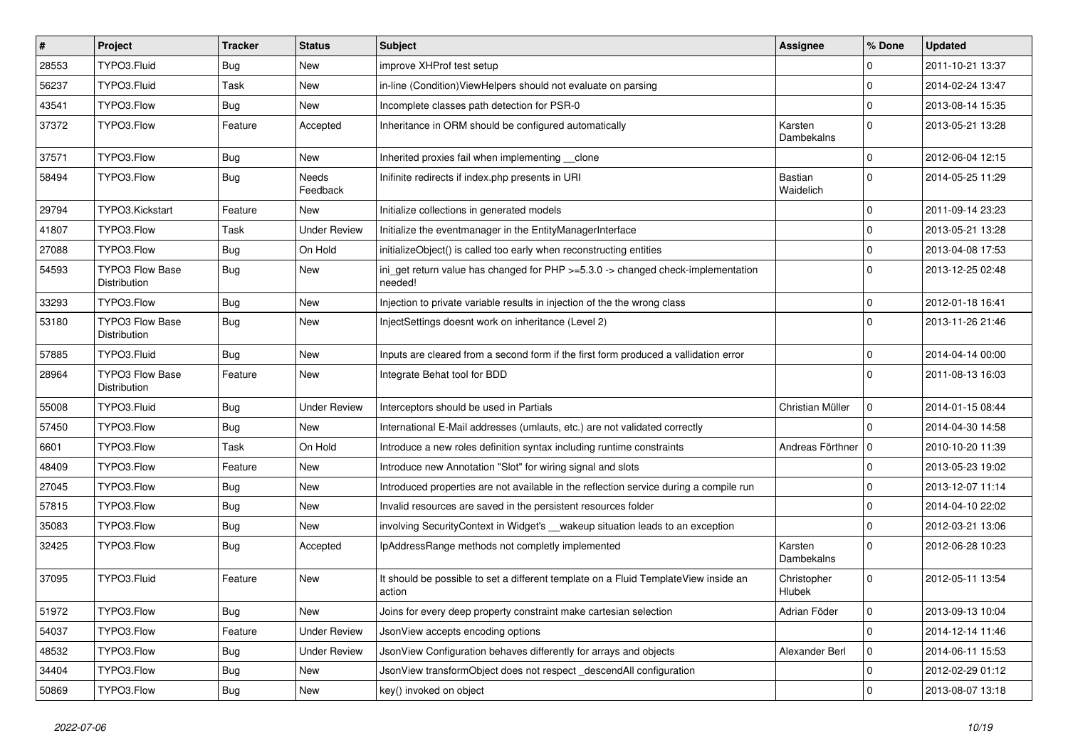| # | Project | Tracker | Status | Subject | Assignee | % Done | Updated |
|---|---|---|---|---|---|---|---|
| 28553 | TYPO3.Fluid | Bug | New | improve XHProf test setup | | 0 | 2011-10-21 13:37 |
| 56237 | TYPO3.Fluid | Task | New | in-line (Condition)ViewHelpers should not evaluate on parsing | | 0 | 2014-02-24 13:47 |
| 43541 | TYPO3.Flow | Bug | New | Incomplete classes path detection for PSR-0 | | 0 | 2013-08-14 15:35 |
| 37372 | TYPO3.Flow | Feature | Accepted | Inheritance in ORM should be configured automatically | Karsten Dambekalns | 0 | 2013-05-21 13:28 |
| 37571 | TYPO3.Flow | Bug | New | Inherited proxies fail when implementing __clone | | 0 | 2012-06-04 12:15 |
| 58494 | TYPO3.Flow | Bug | Needs Feedback | Inifinite redirects if index.php presents in URI | Bastian Waidelich | 0 | 2014-05-25 11:29 |
| 29794 | TYPO3.Kickstart | Feature | New | Initialize collections in generated models | | 0 | 2011-09-14 23:23 |
| 41807 | TYPO3.Flow | Task | Under Review | Initialize the eventmanager in the EntityManagerInterface | | 0 | 2013-05-21 13:28 |
| 27088 | TYPO3.Flow | Bug | On Hold | initializeObject() is called too early when reconstructing entities | | 0 | 2013-04-08 17:53 |
| 54593 | TYPO3 Flow Base Distribution | Bug | New | ini_get return value has changed for PHP >=5.3.0 -> changed check-implementation needed! | | 0 | 2013-12-25 02:48 |
| 33293 | TYPO3.Flow | Bug | New | Injection to private variable results in injection of the the wrong class | | 0 | 2012-01-18 16:41 |
| 53180 | TYPO3 Flow Base Distribution | Bug | New | InjectSettings doesnt work on inheritance (Level 2) | | 0 | 2013-11-26 21:46 |
| 57885 | TYPO3.Fluid | Bug | New | Inputs are cleared from a second form if the first form produced a vallidation error | | 0 | 2014-04-14 00:00 |
| 28964 | TYPO3 Flow Base Distribution | Feature | New | Integrate Behat tool for BDD | | 0 | 2011-08-13 16:03 |
| 55008 | TYPO3.Fluid | Bug | Under Review | Interceptors should be used in Partials | Christian Müller | 0 | 2014-01-15 08:44 |
| 57450 | TYPO3.Flow | Bug | New | International E-Mail addresses (umlauts, etc.) are not validated correctly | | 0 | 2014-04-30 14:58 |
| 6601 | TYPO3.Flow | Task | On Hold | Introduce a new roles definition syntax including runtime constraints | Andreas Förthner | 0 | 2010-10-20 11:39 |
| 48409 | TYPO3.Flow | Feature | New | Introduce new Annotation "Slot" for wiring signal and slots | | 0 | 2013-05-23 19:02 |
| 27045 | TYPO3.Flow | Bug | New | Introduced properties are not available in the reflection service during a compile run | | 0 | 2013-12-07 11:14 |
| 57815 | TYPO3.Flow | Bug | New | Invalid resources are saved in the persistent resources folder | | 0 | 2014-04-10 22:02 |
| 35083 | TYPO3.Flow | Bug | New | involving SecurityContext in Widget's __wakeup situation leads to an exception | | 0 | 2012-03-21 13:06 |
| 32425 | TYPO3.Flow | Bug | Accepted | IpAddressRange methods not completly implemented | Karsten Dambekalns | 0 | 2012-06-28 10:23 |
| 37095 | TYPO3.Fluid | Feature | New | It should be possible to set a different template on a Fluid TemplateView inside an action | Christopher Hlubek | 0 | 2012-05-11 13:54 |
| 51972 | TYPO3.Flow | Bug | New | Joins for every deep property constraint make cartesian selection | Adrian Föder | 0 | 2013-09-13 10:04 |
| 54037 | TYPO3.Flow | Feature | Under Review | JsonView accepts encoding options | | 0 | 2014-12-14 11:46 |
| 48532 | TYPO3.Flow | Bug | Under Review | JsonView Configuration behaves differently for arrays and objects | Alexander Berl | 0 | 2014-06-11 15:53 |
| 34404 | TYPO3.Flow | Bug | New | JsonView transformObject does not respect _descendAll configuration | | 0 | 2012-02-29 01:12 |
| 50869 | TYPO3.Flow | Bug | New | key() invoked on object | | 0 | 2013-08-07 13:18 |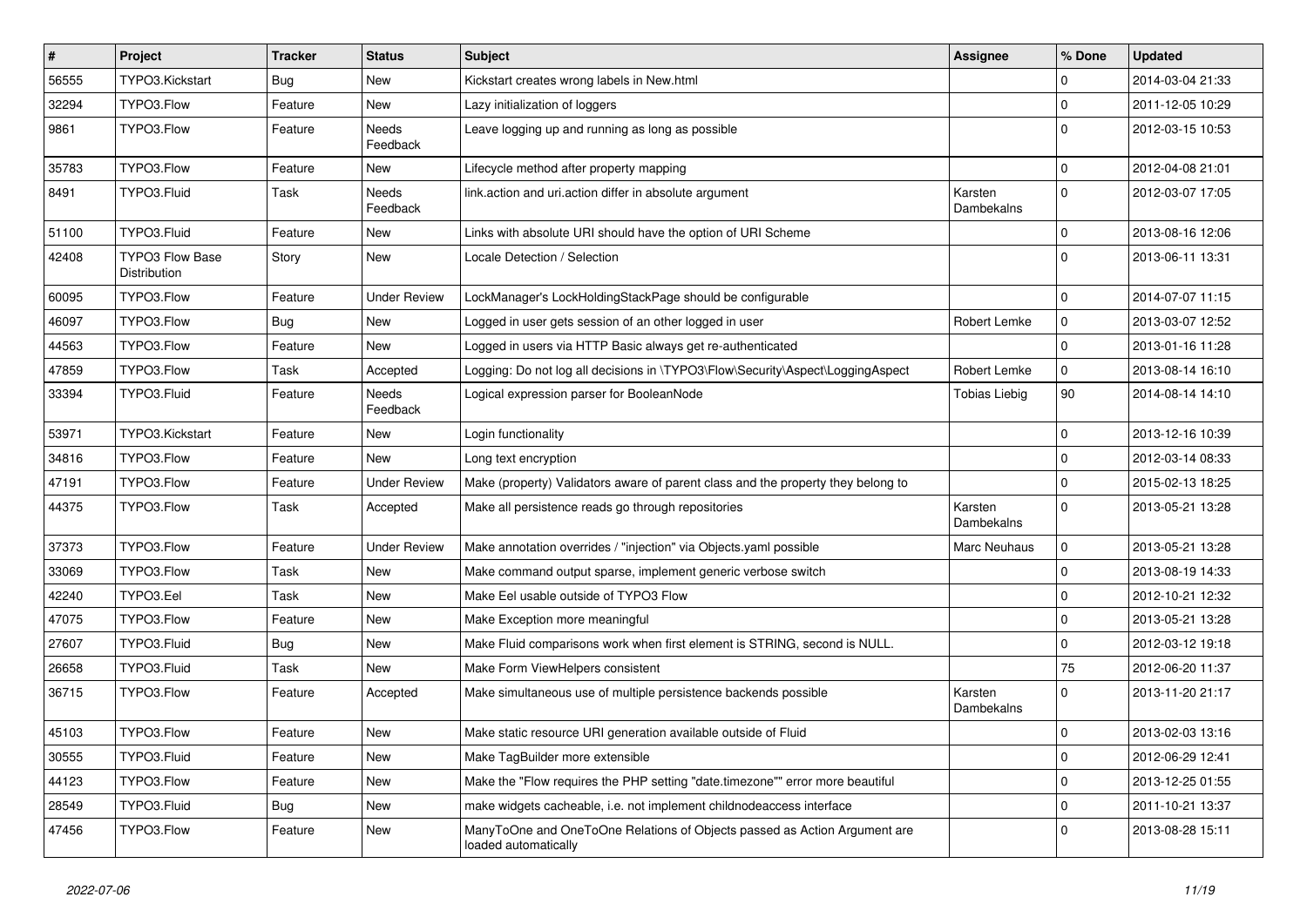| # | Project | Tracker | Status | Subject | Assignee | % Done | Updated |
|---|---|---|---|---|---|---|---|
| 56555 | TYPO3.Kickstart | Bug | New | Kickstart creates wrong labels in New.html | | 0 | 2014-03-04 21:33 |
| 32294 | TYPO3.Flow | Feature | New | Lazy initialization of loggers | | 0 | 2011-12-05 10:29 |
| 9861 | TYPO3.Flow | Feature | Needs Feedback | Leave logging up and running as long as possible | | 0 | 2012-03-15 10:53 |
| 35783 | TYPO3.Flow | Feature | New | Lifecycle method after property mapping | | 0 | 2012-04-08 21:01 |
| 8491 | TYPO3.Fluid | Task | Needs Feedback | link.action and uri.action differ in absolute argument | Karsten Dambekalns | 0 | 2012-03-07 17:05 |
| 51100 | TYPO3.Fluid | Feature | New | Links with absolute URI should have the option of URI Scheme | | 0 | 2013-08-16 12:06 |
| 42408 | TYPO3 Flow Base Distribution | Story | New | Locale Detection / Selection | | 0 | 2013-06-11 13:31 |
| 60095 | TYPO3.Flow | Feature | Under Review | LockManager's LockHoldingStackPage should be configurable | | 0 | 2014-07-07 11:15 |
| 46097 | TYPO3.Flow | Bug | New | Logged in user gets session of an other logged in user | Robert Lemke | 0 | 2013-03-07 12:52 |
| 44563 | TYPO3.Flow | Feature | New | Logged in users via HTTP Basic always get re-authenticated | | 0 | 2013-01-16 11:28 |
| 47859 | TYPO3.Flow | Task | Accepted | Logging: Do not log all decisions in \TYPO3\Flow\Security\Aspect\LoggingAspect | Robert Lemke | 0 | 2013-08-14 16:10 |
| 33394 | TYPO3.Fluid | Feature | Needs Feedback | Logical expression parser for BooleanNode | Tobias Liebig | 90 | 2014-08-14 14:10 |
| 53971 | TYPO3.Kickstart | Feature | New | Login functionality | | 0 | 2013-12-16 10:39 |
| 34816 | TYPO3.Flow | Feature | New | Long text encryption | | 0 | 2012-03-14 08:33 |
| 47191 | TYPO3.Flow | Feature | Under Review | Make (property) Validators aware of parent class and the property they belong to | | 0 | 2015-02-13 18:25 |
| 44375 | TYPO3.Flow | Task | Accepted | Make all persistence reads go through repositories | Karsten Dambekalns | 0 | 2013-05-21 13:28 |
| 37373 | TYPO3.Flow | Feature | Under Review | Make annotation overrides / "injection" via Objects.yaml possible | Marc Neuhaus | 0 | 2013-05-21 13:28 |
| 33069 | TYPO3.Flow | Task | New | Make command output sparse, implement generic verbose switch | | 0 | 2013-08-19 14:33 |
| 42240 | TYPO3.Eel | Task | New | Make Eel usable outside of TYPO3 Flow | | 0 | 2012-10-21 12:32 |
| 47075 | TYPO3.Flow | Feature | New | Make Exception more meaningful | | 0 | 2013-05-21 13:28 |
| 27607 | TYPO3.Fluid | Bug | New | Make Fluid comparisons work when first element is STRING, second is NULL. | | 0 | 2012-03-12 19:18 |
| 26658 | TYPO3.Fluid | Task | New | Make Form ViewHelpers consistent | | 75 | 2012-06-20 11:37 |
| 36715 | TYPO3.Flow | Feature | Accepted | Make simultaneous use of multiple persistence backends possible | Karsten Dambekalns | 0 | 2013-11-20 21:17 |
| 45103 | TYPO3.Flow | Feature | New | Make static resource URI generation available outside of Fluid | | 0 | 2013-02-03 13:16 |
| 30555 | TYPO3.Fluid | Feature | New | Make TagBuilder more extensible | | 0 | 2012-06-29 12:41 |
| 44123 | TYPO3.Flow | Feature | New | Make the "Flow requires the PHP setting "date.timezone"" error more beautiful | | 0 | 2013-12-25 01:55 |
| 28549 | TYPO3.Fluid | Bug | New | make widgets cacheable, i.e. not implement childnodeaccess interface | | 0 | 2011-10-21 13:37 |
| 47456 | TYPO3.Flow | Feature | New | ManyToOne and OneToOne Relations of Objects passed as Action Argument are loaded automatically | | 0 | 2013-08-28 15:11 |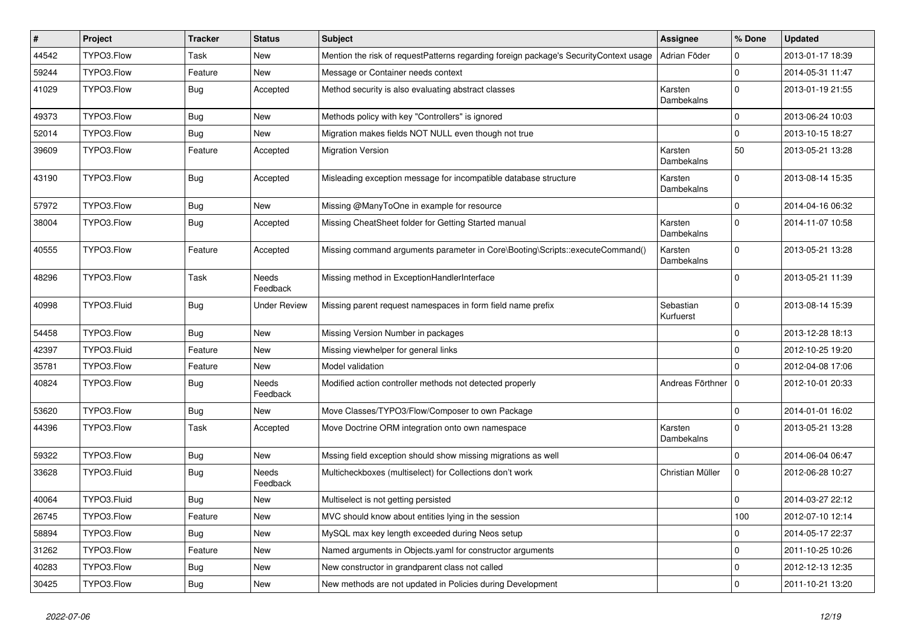| # | Project | Tracker | Status | Subject | Assignee | % Done | Updated |
|---|---|---|---|---|---|---|---|
| 44542 | TYPO3.Flow | Task | New | Mention the risk of requestPatterns regarding foreign package's SecurityContext usage | Adrian Föder | 0 | 2013-01-17 18:39 |
| 59244 | TYPO3.Flow | Feature | New | Message or Container needs context | | 0 | 2014-05-31 11:47 |
| 41029 | TYPO3.Flow | Bug | Accepted | Method security is also evaluating abstract classes | Karsten Dambekalns | 0 | 2013-01-19 21:55 |
| 49373 | TYPO3.Flow | Bug | New | Methods policy with key "Controllers" is ignored | | 0 | 2013-06-24 10:03 |
| 52014 | TYPO3.Flow | Bug | New | Migration makes fields NOT NULL even though not true | | 0 | 2013-10-15 18:27 |
| 39609 | TYPO3.Flow | Feature | Accepted | Migration Version | Karsten Dambekalns | 50 | 2013-05-21 13:28 |
| 43190 | TYPO3.Flow | Bug | Accepted | Misleading exception message for incompatible database structure | Karsten Dambekalns | 0 | 2013-08-14 15:35 |
| 57972 | TYPO3.Flow | Bug | New | Missing @ManyToOne in example for resource | | 0 | 2014-04-16 06:32 |
| 38004 | TYPO3.Flow | Bug | Accepted | Missing CheatSheet folder for Getting Started manual | Karsten Dambekalns | 0 | 2014-11-07 10:58 |
| 40555 | TYPO3.Flow | Feature | Accepted | Missing command arguments parameter in Core\Booting\Scripts::executeCommand() | Karsten Dambekalns | 0 | 2013-05-21 13:28 |
| 48296 | TYPO3.Flow | Task | Needs Feedback | Missing method in ExceptionHandlerInterface | | 0 | 2013-05-21 11:39 |
| 40998 | TYPO3.Fluid | Bug | Under Review | Missing parent request namespaces in form field name prefix | Sebastian Kurfuerst | 0 | 2013-08-14 15:39 |
| 54458 | TYPO3.Flow | Bug | New | Missing Version Number in packages | | 0 | 2013-12-28 18:13 |
| 42397 | TYPO3.Fluid | Feature | New | Missing viewhelper for general links | | 0 | 2012-10-25 19:20 |
| 35781 | TYPO3.Flow | Feature | New | Model validation | | 0 | 2012-04-08 17:06 |
| 40824 | TYPO3.Flow | Bug | Needs Feedback | Modified action controller methods not detected properly | Andreas Förthner | 0 | 2012-10-01 20:33 |
| 53620 | TYPO3.Flow | Bug | New | Move Classes/TYPO3/Flow/Composer to own Package | | 0 | 2014-01-01 16:02 |
| 44396 | TYPO3.Flow | Task | Accepted | Move Doctrine ORM integration onto own namespace | Karsten Dambekalns | 0 | 2013-05-21 13:28 |
| 59322 | TYPO3.Flow | Bug | New | Mssing field exception should show missing migrations as well | | 0 | 2014-06-04 06:47 |
| 33628 | TYPO3.Fluid | Bug | Needs Feedback | Multicheckboxes (multiselect) for Collections don't work | Christian Müller | 0 | 2012-06-28 10:27 |
| 40064 | TYPO3.Fluid | Bug | New | Multiselect is not getting persisted | | 0 | 2014-03-27 22:12 |
| 26745 | TYPO3.Flow | Feature | New | MVC should know about entities lying in the session | | 100 | 2012-07-10 12:14 |
| 58894 | TYPO3.Flow | Bug | New | MySQL max key length exceeded during Neos setup | | 0 | 2014-05-17 22:37 |
| 31262 | TYPO3.Flow | Feature | New | Named arguments in Objects.yaml for constructor arguments | | 0 | 2011-10-25 10:26 |
| 40283 | TYPO3.Flow | Bug | New | New constructor in grandparent class not called | | 0 | 2012-12-13 12:35 |
| 30425 | TYPO3.Flow | Bug | New | New methods are not updated in Policies during Development | | 0 | 2011-10-21 13:20 |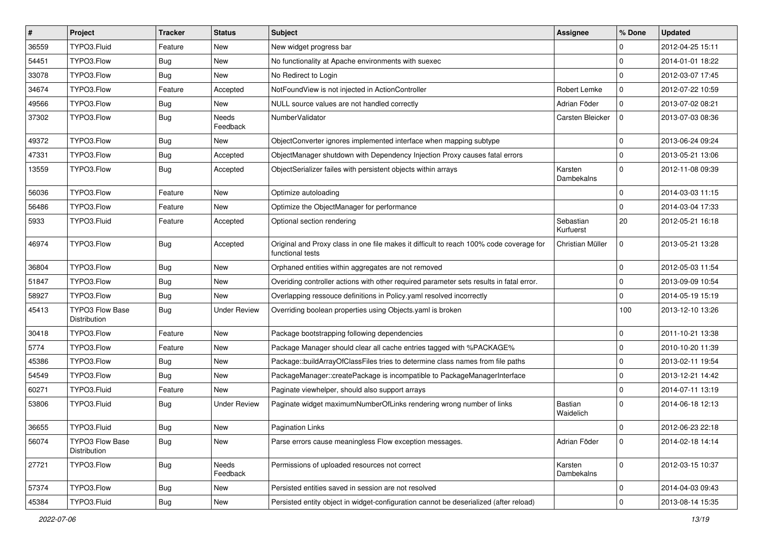| # | Project | Tracker | Status | Subject | Assignee | % Done | Updated |
|---|---|---|---|---|---|---|---|
| 36559 | TYPO3.Fluid | Feature | New | New widget progress bar | | 0 | 2012-04-25 15:11 |
| 54451 | TYPO3.Flow | Bug | New | No functionality at Apache environments with suexec | | 0 | 2014-01-01 18:22 |
| 33078 | TYPO3.Flow | Bug | New | No Redirect to Login | | 0 | 2012-03-07 17:45 |
| 34674 | TYPO3.Flow | Feature | Accepted | NotFoundView is not injected in ActionController | Robert Lemke | 0 | 2012-07-22 10:59 |
| 49566 | TYPO3.Flow | Bug | New | NULL source values are not handled correctly | Adrian Föder | 0 | 2013-07-02 08:21 |
| 37302 | TYPO3.Flow | Bug | Needs Feedback | NumberValidator | Carsten Bleicker | 0 | 2013-07-03 08:36 |
| 49372 | TYPO3.Flow | Bug | New | ObjectConverter ignores implemented interface when mapping subtype | | 0 | 2013-06-24 09:24 |
| 47331 | TYPO3.Flow | Bug | Accepted | ObjectManager shutdown with Dependency Injection Proxy causes fatal errors | | 0 | 2013-05-21 13:06 |
| 13559 | TYPO3.Flow | Bug | Accepted | ObjectSerializer failes with persistent objects within arrays | Karsten Dambekalns | 0 | 2012-11-08 09:39 |
| 56036 | TYPO3.Flow | Feature | New | Optimize autoloading | | 0 | 2014-03-03 11:15 |
| 56486 | TYPO3.Flow | Feature | New | Optimize the ObjectManager for performance | | 0 | 2014-03-04 17:33 |
| 5933 | TYPO3.Fluid | Feature | Accepted | Optional section rendering | Sebastian Kurfuerst | 20 | 2012-05-21 16:18 |
| 46974 | TYPO3.Flow | Bug | Accepted | Original and Proxy class in one file makes it difficult to reach 100% code coverage for functional tests | Christian Müller | 0 | 2013-05-21 13:28 |
| 36804 | TYPO3.Flow | Bug | New | Orphaned entities within aggregates are not removed | | 0 | 2012-05-03 11:54 |
| 51847 | TYPO3.Flow | Bug | New | Overiding controller actions with other required parameter sets results in fatal error. | | 0 | 2013-09-09 10:54 |
| 58927 | TYPO3.Flow | Bug | New | Overlapping ressouce definitions in Policy.yaml resolved incorrectly | | 0 | 2014-05-19 15:19 |
| 45413 | TYPO3 Flow Base Distribution | Bug | Under Review | Overriding boolean properties using Objects.yaml is broken | | 100 | 2013-12-10 13:26 |
| 30418 | TYPO3.Flow | Feature | New | Package bootstrapping following dependencies | | 0 | 2011-10-21 13:38 |
| 5774 | TYPO3.Flow | Feature | New | Package Manager should clear all cache entries tagged with %PACKAGE% | | 0 | 2010-10-20 11:39 |
| 45386 | TYPO3.Flow | Bug | New | Package::buildArrayOfClassFiles tries to determine class names from file paths | | 0 | 2013-02-11 19:54 |
| 54549 | TYPO3.Flow | Bug | New | PackageManager::createPackage is incompatible to PackageManagerInterface | | 0 | 2013-12-21 14:42 |
| 60271 | TYPO3.Fluid | Feature | New | Paginate viewhelper, should also support arrays | | 0 | 2014-07-11 13:19 |
| 53806 | TYPO3.Fluid | Bug | Under Review | Paginate widget maximumNumberOfLinks rendering wrong number of links | Bastian Waidelich | 0 | 2014-06-18 12:13 |
| 36655 | TYPO3.Fluid | Bug | New | Pagination Links | | 0 | 2012-06-23 22:18 |
| 56074 | TYPO3 Flow Base Distribution | Bug | New | Parse errors cause meaningless Flow exception messages. | Adrian Föder | 0 | 2014-02-18 14:14 |
| 27721 | TYPO3.Flow | Bug | Needs Feedback | Permissions of uploaded resources not correct | Karsten Dambekalns | 0 | 2012-03-15 10:37 |
| 57374 | TYPO3.Flow | Bug | New | Persisted entities saved in session are not resolved | | 0 | 2014-04-03 09:43 |
| 45384 | TYPO3.Fluid | Bug | New | Persisted entity object in widget-configuration cannot be deserialized (after reload) | | 0 | 2013-08-14 15:35 |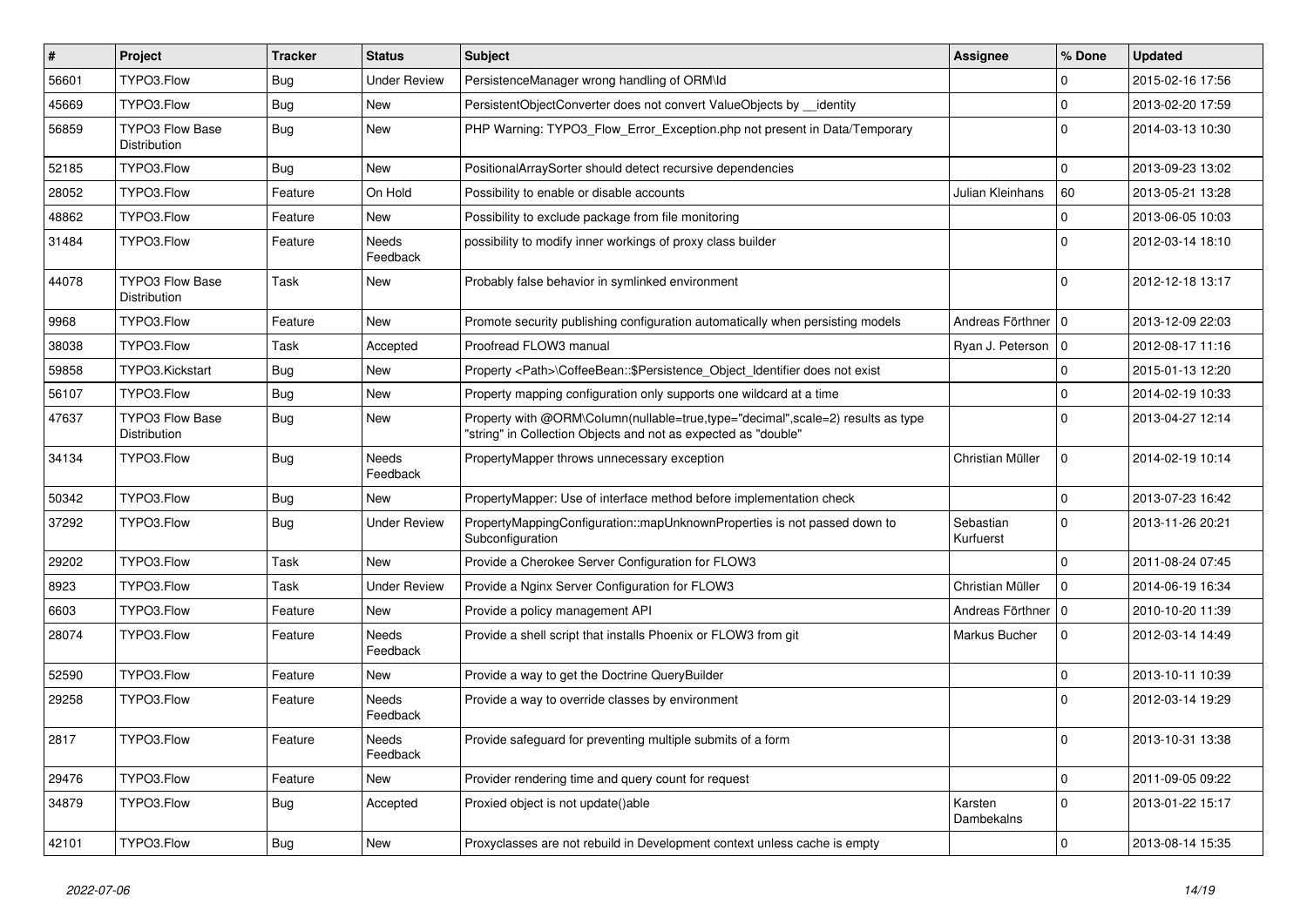| # | Project | Tracker | Status | Subject | Assignee | % Done | Updated |
|---|---|---|---|---|---|---|---|
| 56601 | TYPO3.Flow | Bug | Under Review | PersistenceManager wrong handling of ORM\Id | | 0 | 2015-02-16 17:56 |
| 45669 | TYPO3.Flow | Bug | New | PersistentObjectConverter does not convert ValueObjects by __identity | | 0 | 2013-02-20 17:59 |
| 56859 | TYPO3 Flow Base Distribution | Bug | New | PHP Warning: TYPO3_Flow_Error_Exception.php not present in Data/Temporary | | 0 | 2014-03-13 10:30 |
| 52185 | TYPO3.Flow | Bug | New | PositionalArraySorter should detect recursive dependencies | | 0 | 2013-09-23 13:02 |
| 28052 | TYPO3.Flow | Feature | On Hold | Possibility to enable or disable accounts | Julian Kleinhans | 60 | 2013-05-21 13:28 |
| 48862 | TYPO3.Flow | Feature | New | Possibility to exclude package from file monitoring | | 0 | 2013-06-05 10:03 |
| 31484 | TYPO3.Flow | Feature | Needs Feedback | possibility to modify inner workings of proxy class builder | | 0 | 2012-03-14 18:10 |
| 44078 | TYPO3 Flow Base Distribution | Task | New | Probably false behavior in symlinked environment | | 0 | 2012-12-18 13:17 |
| 9968 | TYPO3.Flow | Feature | New | Promote security publishing configuration automatically when persisting models | Andreas Förthner | 0 | 2013-12-09 22:03 |
| 38038 | TYPO3.Flow | Task | Accepted | Proofread FLOW3 manual | Ryan J. Peterson | 0 | 2012-08-17 11:16 |
| 59858 | TYPO3.Kickstart | Bug | New | Property <Path>\CoffeeBean::$Persistence_Object_Identifier does not exist | | 0 | 2015-01-13 12:20 |
| 56107 | TYPO3.Flow | Bug | New | Property mapping configuration only supports one wildcard at a time | | 0 | 2014-02-19 10:33 |
| 47637 | TYPO3 Flow Base Distribution | Bug | New | Property with @ORM\Column(nullable=true,type="decimal",scale=2) results as type "string" in Collection Objects and not as expected as "double" | | 0 | 2013-04-27 12:14 |
| 34134 | TYPO3.Flow | Bug | Needs Feedback | PropertyMapper throws unnecessary exception | Christian Müller | 0 | 2014-02-19 10:14 |
| 50342 | TYPO3.Flow | Bug | New | PropertyMapper: Use of interface method before implementation check | | 0 | 2013-07-23 16:42 |
| 37292 | TYPO3.Flow | Bug | Under Review | PropertyMappingConfiguration::mapUnknownProperties is not passed down to Subconfiguration | Sebastian Kurfuerst | 0 | 2013-11-26 20:21 |
| 29202 | TYPO3.Flow | Task | New | Provide a Cherokee Server Configuration for FLOW3 | | 0 | 2011-08-24 07:45 |
| 8923 | TYPO3.Flow | Task | Under Review | Provide a Nginx Server Configuration for FLOW3 | Christian Müller | 0 | 2014-06-19 16:34 |
| 6603 | TYPO3.Flow | Feature | New | Provide a policy management API | Andreas Förthner | 0 | 2010-10-20 11:39 |
| 28074 | TYPO3.Flow | Feature | Needs Feedback | Provide a shell script that installs Phoenix or FLOW3 from git | Markus Bucher | 0 | 2012-03-14 14:49 |
| 52590 | TYPO3.Flow | Feature | New | Provide a way to get the Doctrine QueryBuilder | | 0 | 2013-10-11 10:39 |
| 29258 | TYPO3.Flow | Feature | Needs Feedback | Provide a way to override classes by environment | | 0 | 2012-03-14 19:29 |
| 2817 | TYPO3.Flow | Feature | Needs Feedback | Provide safeguard for preventing multiple submits of a form | | 0 | 2013-10-31 13:38 |
| 29476 | TYPO3.Flow | Feature | New | Provider rendering time and query count for request | | 0 | 2011-09-05 09:22 |
| 34879 | TYPO3.Flow | Bug | Accepted | Proxied object is not update()able | Karsten Dambekalns | 0 | 2013-01-22 15:17 |
| 42101 | TYPO3.Flow | Bug | New | Proxyclasses are not rebuild in Development context unless cache is empty | | 0 | 2013-08-14 15:35 |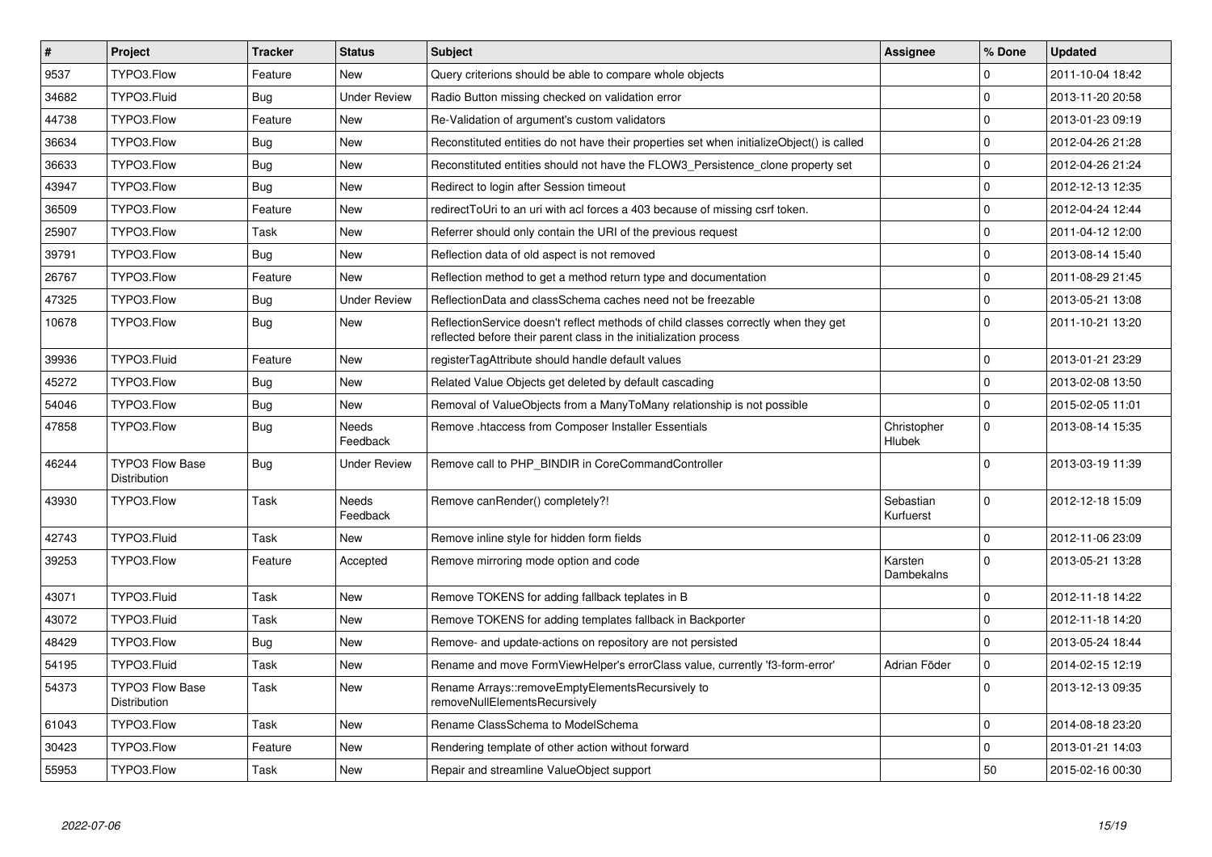| # | Project | Tracker | Status | Subject | Assignee | % Done | Updated |
|---|---|---|---|---|---|---|---|
| 9537 | TYPO3.Flow | Feature | New | Query criterions should be able to compare whole objects | | 0 | 2011-10-04 18:42 |
| 34682 | TYPO3.Fluid | Bug | Under Review | Radio Button missing checked on validation error | | 0 | 2013-11-20 20:58 |
| 44738 | TYPO3.Flow | Feature | New | Re-Validation of argument's custom validators | | 0 | 2013-01-23 09:19 |
| 36634 | TYPO3.Flow | Bug | New | Reconstituted entities do not have their properties set when initializeObject() is called | | 0 | 2012-04-26 21:28 |
| 36633 | TYPO3.Flow | Bug | New | Reconstituted entities should not have the FLOW3_Persistence_clone property set | | 0 | 2012-04-26 21:24 |
| 43947 | TYPO3.Flow | Bug | New | Redirect to login after Session timeout | | 0 | 2012-12-13 12:35 |
| 36509 | TYPO3.Flow | Feature | New | redirectToUri to an uri with acl forces a 403 because of missing csrf token. | | 0 | 2012-04-24 12:44 |
| 25907 | TYPO3.Flow | Task | New | Referrer should only contain the URI of the previous request | | 0 | 2011-04-12 12:00 |
| 39791 | TYPO3.Flow | Bug | New | Reflection data of old aspect is not removed | | 0 | 2013-08-14 15:40 |
| 26767 | TYPO3.Flow | Feature | New | Reflection method to get a method return type and documentation | | 0 | 2011-08-29 21:45 |
| 47325 | TYPO3.Flow | Bug | Under Review | ReflectionData and classSchema caches need not be freezable | | 0 | 2013-05-21 13:08 |
| 10678 | TYPO3.Flow | Bug | New | ReflectionService doesn't reflect methods of child classes correctly when they get reflected before their parent class in the initialization process | | 0 | 2011-10-21 13:20 |
| 39936 | TYPO3.Fluid | Feature | New | registerTagAttribute should handle default values | | 0 | 2013-01-21 23:29 |
| 45272 | TYPO3.Flow | Bug | New | Related Value Objects get deleted by default cascading | | 0 | 2013-02-08 13:50 |
| 54046 | TYPO3.Flow | Bug | New | Removal of ValueObjects from a ManyToMany relationship is not possible | | 0 | 2015-02-05 11:01 |
| 47858 | TYPO3.Flow | Bug | Needs Feedback | Remove .htaccess from Composer Installer Essentials | Christopher Hlubek | 0 | 2013-08-14 15:35 |
| 46244 | TYPO3 Flow Base Distribution | Bug | Under Review | Remove call to PHP_BINDIR in CoreCommandController | | 0 | 2013-03-19 11:39 |
| 43930 | TYPO3.Flow | Task | Needs Feedback | Remove canRender() completely?! | Sebastian Kurfuerst | 0 | 2012-12-18 15:09 |
| 42743 | TYPO3.Fluid | Task | New | Remove inline style for hidden form fields | | 0 | 2012-11-06 23:09 |
| 39253 | TYPO3.Flow | Feature | Accepted | Remove mirroring mode option and code | Karsten Dambekalns | 0 | 2013-05-21 13:28 |
| 43071 | TYPO3.Fluid | Task | New | Remove TOKENS for adding fallback teplates in B | | 0 | 2012-11-18 14:22 |
| 43072 | TYPO3.Fluid | Task | New | Remove TOKENS for adding templates fallback in Backporter | | 0 | 2012-11-18 14:20 |
| 48429 | TYPO3.Flow | Bug | New | Remove- and update-actions on repository are not persisted | | 0 | 2013-05-24 18:44 |
| 54195 | TYPO3.Fluid | Task | New | Rename and move FormViewHelper's errorClass value, currently 'f3-form-error' | Adrian Föder | 0 | 2014-02-15 12:19 |
| 54373 | TYPO3 Flow Base Distribution | Task | New | Rename Arrays::removeEmptyElementsRecursively to removeNullElementsRecursively | | 0 | 2013-12-13 09:35 |
| 61043 | TYPO3.Flow | Task | New | Rename ClassSchema to ModelSchema | | 0 | 2014-08-18 23:20 |
| 30423 | TYPO3.Flow | Feature | New | Rendering template of other action without forward | | 0 | 2013-01-21 14:03 |
| 55953 | TYPO3.Flow | Task | New | Repair and streamline ValueObject support | | 50 | 2015-02-16 00:30 |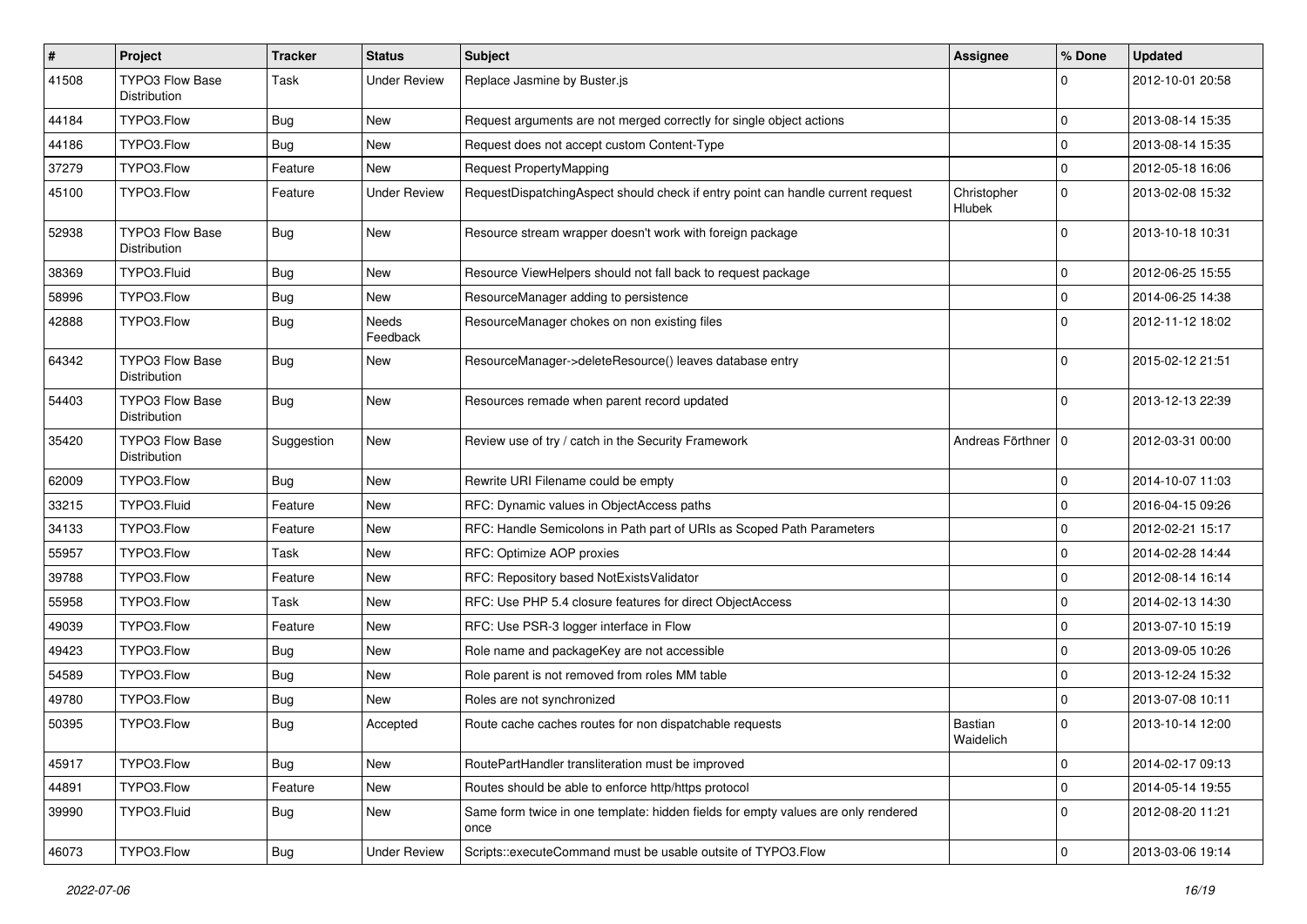| # | Project | Tracker | Status | Subject | Assignee | % Done | Updated |
| --- | --- | --- | --- | --- | --- | --- | --- |
| 41508 | TYPO3 Flow Base Distribution | Task | Under Review | Replace Jasmine by Buster.js | | 0 | 2012-10-01 20:58 |
| 44184 | TYPO3.Flow | Bug | New | Request arguments are not merged correctly for single object actions | | 0 | 2013-08-14 15:35 |
| 44186 | TYPO3.Flow | Bug | New | Request does not accept custom Content-Type | | 0 | 2013-08-14 15:35 |
| 37279 | TYPO3.Flow | Feature | New | Request PropertyMapping | | 0 | 2012-05-18 16:06 |
| 45100 | TYPO3.Flow | Feature | Under Review | RequestDispatchingAspect should check if entry point can handle current request | Christopher Hlubek | 0 | 2013-02-08 15:32 |
| 52938 | TYPO3 Flow Base Distribution | Bug | New | Resource stream wrapper doesn't work with foreign package | | 0 | 2013-10-18 10:31 |
| 38369 | TYPO3.Fluid | Bug | New | Resource ViewHelpers should not fall back to request package | | 0 | 2012-06-25 15:55 |
| 58996 | TYPO3.Flow | Bug | New | ResourceManager adding to persistence | | 0 | 2014-06-25 14:38 |
| 42888 | TYPO3.Flow | Bug | Needs Feedback | ResourceManager chokes on non existing files | | 0 | 2012-11-12 18:02 |
| 64342 | TYPO3 Flow Base Distribution | Bug | New | ResourceManager->deleteResource() leaves database entry | | 0 | 2015-02-12 21:51 |
| 54403 | TYPO3 Flow Base Distribution | Bug | New | Resources remade when parent record updated | | 0 | 2013-12-13 22:39 |
| 35420 | TYPO3 Flow Base Distribution | Suggestion | New | Review use of try / catch in the Security Framework | Andreas Förthner | 0 | 2012-03-31 00:00 |
| 62009 | TYPO3.Flow | Bug | New | Rewrite URI Filename could be empty | | 0 | 2014-10-07 11:03 |
| 33215 | TYPO3.Fluid | Feature | New | RFC: Dynamic values in ObjectAccess paths | | 0 | 2016-04-15 09:26 |
| 34133 | TYPO3.Flow | Feature | New | RFC: Handle Semicolons in Path part of URIs as Scoped Path Parameters | | 0 | 2012-02-21 15:17 |
| 55957 | TYPO3.Flow | Task | New | RFC: Optimize AOP proxies | | 0 | 2014-02-28 14:44 |
| 39788 | TYPO3.Flow | Feature | New | RFC: Repository based NotExistsValidator | | 0 | 2012-08-14 16:14 |
| 55958 | TYPO3.Flow | Task | New | RFC: Use PHP 5.4 closure features for direct ObjectAccess | | 0 | 2014-02-13 14:30 |
| 49039 | TYPO3.Flow | Feature | New | RFC: Use PSR-3 logger interface in Flow | | 0 | 2013-07-10 15:19 |
| 49423 | TYPO3.Flow | Bug | New | Role name and packageKey are not accessible | | 0 | 2013-09-05 10:26 |
| 54589 | TYPO3.Flow | Bug | New | Role parent is not removed from roles MM table | | 0 | 2013-12-24 15:32 |
| 49780 | TYPO3.Flow | Bug | New | Roles are not synchronized | | 0 | 2013-07-08 10:11 |
| 50395 | TYPO3.Flow | Bug | Accepted | Route cache caches routes for non dispatchable requests | Bastian Waidelich | 0 | 2013-10-14 12:00 |
| 45917 | TYPO3.Flow | Bug | New | RoutePartHandler transliteration must be improved | | 0 | 2014-02-17 09:13 |
| 44891 | TYPO3.Flow | Feature | New | Routes should be able to enforce http/https protocol | | 0 | 2014-05-14 19:55 |
| 39990 | TYPO3.Fluid | Bug | New | Same form twice in one template: hidden fields for empty values are only rendered once | | 0 | 2012-08-20 11:21 |
| 46073 | TYPO3.Flow | Bug | Under Review | Scripts::executeCommand must be usable outsite of TYPO3.Flow | | 0 | 2013-03-06 19:14 |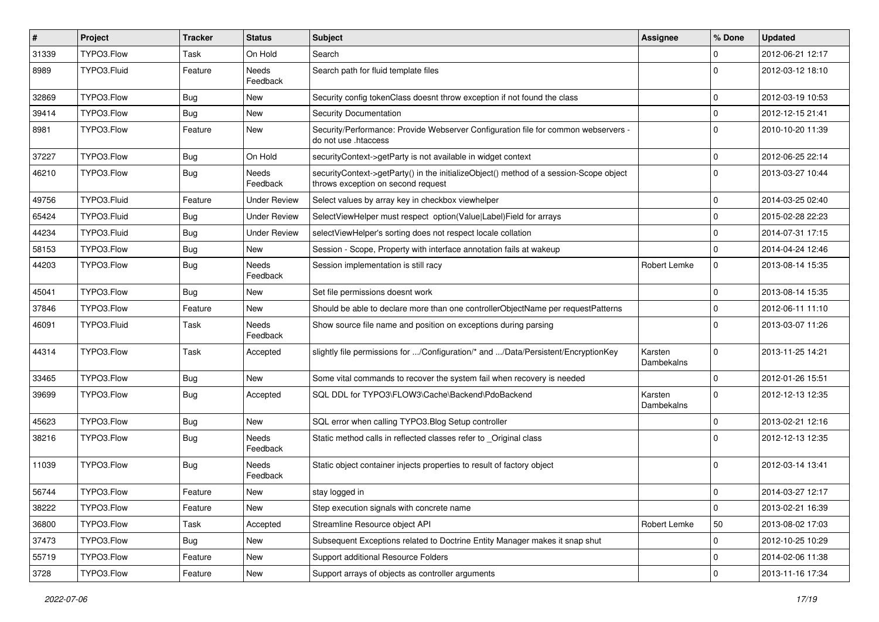| # | Project | Tracker | Status | Subject | Assignee | % Done | Updated |
|---|---|---|---|---|---|---|---|
| 31339 | TYPO3.Flow | Task | On Hold | Search | | 0 | 2012-06-21 12:17 |
| 8989 | TYPO3.Fluid | Feature | Needs Feedback | Search path for fluid template files | | 0 | 2012-03-12 18:10 |
| 32869 | TYPO3.Flow | Bug | New | Security config tokenClass doesnt throw exception if not found the class | | 0 | 2012-03-19 10:53 |
| 39414 | TYPO3.Flow | Bug | New | Security Documentation | | 0 | 2012-12-15 21:41 |
| 8981 | TYPO3.Flow | Feature | New | Security/Performance: Provide Webserver Configuration file for common webservers - do not use .htaccess | | 0 | 2010-10-20 11:39 |
| 37227 | TYPO3.Flow | Bug | On Hold | securityContext->getParty is not available in widget context | | 0 | 2012-06-25 22:14 |
| 46210 | TYPO3.Flow | Bug | Needs Feedback | securityContext->getParty() in the initializeObject() method of a session-Scope object throws exception on second request | | 0 | 2013-03-27 10:44 |
| 49756 | TYPO3.Fluid | Feature | Under Review | Select values by array key in checkbox viewhelper | | 0 | 2014-03-25 02:40 |
| 65424 | TYPO3.Fluid | Bug | Under Review | SelectViewHelper must respect option(Value\|Label)Field for arrays | | 0 | 2015-02-28 22:23 |
| 44234 | TYPO3.Fluid | Bug | Under Review | selectViewHelper's sorting does not respect locale collation | | 0 | 2014-07-31 17:15 |
| 58153 | TYPO3.Flow | Bug | New | Session - Scope, Property with interface annotation fails at wakeup | | 0 | 2014-04-24 12:46 |
| 44203 | TYPO3.Flow | Bug | Needs Feedback | Session implementation is still racy | Robert Lemke | 0 | 2013-08-14 15:35 |
| 45041 | TYPO3.Flow | Bug | New | Set file permissions doesnt work | | 0 | 2013-08-14 15:35 |
| 37846 | TYPO3.Flow | Feature | New | Should be able to declare more than one controllerObjectName per requestPatterns | | 0 | 2012-06-11 11:10 |
| 46091 | TYPO3.Fluid | Task | Needs Feedback | Show source file name and position on exceptions during parsing | | 0 | 2013-03-07 11:26 |
| 44314 | TYPO3.Flow | Task | Accepted | slightly file permissions for .../Configuration/* and .../Data/Persistent/EncryptionKey | Karsten Dambekalns | 0 | 2013-11-25 14:21 |
| 33465 | TYPO3.Flow | Bug | New | Some vital commands to recover the system fail when recovery is needed | | 0 | 2012-01-26 15:51 |
| 39699 | TYPO3.Flow | Bug | Accepted | SQL DDL for TYPO3\FLOW3\Cache\Backend\PdoBackend | Karsten Dambekalns | 0 | 2012-12-13 12:35 |
| 45623 | TYPO3.Flow | Bug | New | SQL error when calling TYPO3.Blog Setup controller | | 0 | 2013-02-21 12:16 |
| 38216 | TYPO3.Flow | Bug | Needs Feedback | Static method calls in reflected classes refer to _Original class | | 0 | 2012-12-13 12:35 |
| 11039 | TYPO3.Flow | Bug | Needs Feedback | Static object container injects properties to result of factory object | | 0 | 2012-03-14 13:41 |
| 56744 | TYPO3.Flow | Feature | New | stay logged in | | 0 | 2014-03-27 12:17 |
| 38222 | TYPO3.Flow | Feature | New | Step execution signals with concrete name | | 0 | 2013-02-21 16:39 |
| 36800 | TYPO3.Flow | Task | Accepted | Streamline Resource object API | Robert Lemke | 50 | 2013-08-02 17:03 |
| 37473 | TYPO3.Flow | Bug | New | Subsequent Exceptions related to Doctrine Entity Manager makes it snap shut | | 0 | 2012-10-25 10:29 |
| 55719 | TYPO3.Flow | Feature | New | Support additional Resource Folders | | 0 | 2014-02-06 11:38 |
| 3728 | TYPO3.Flow | Feature | New | Support arrays of objects as controller arguments | | 0 | 2013-11-16 17:34 |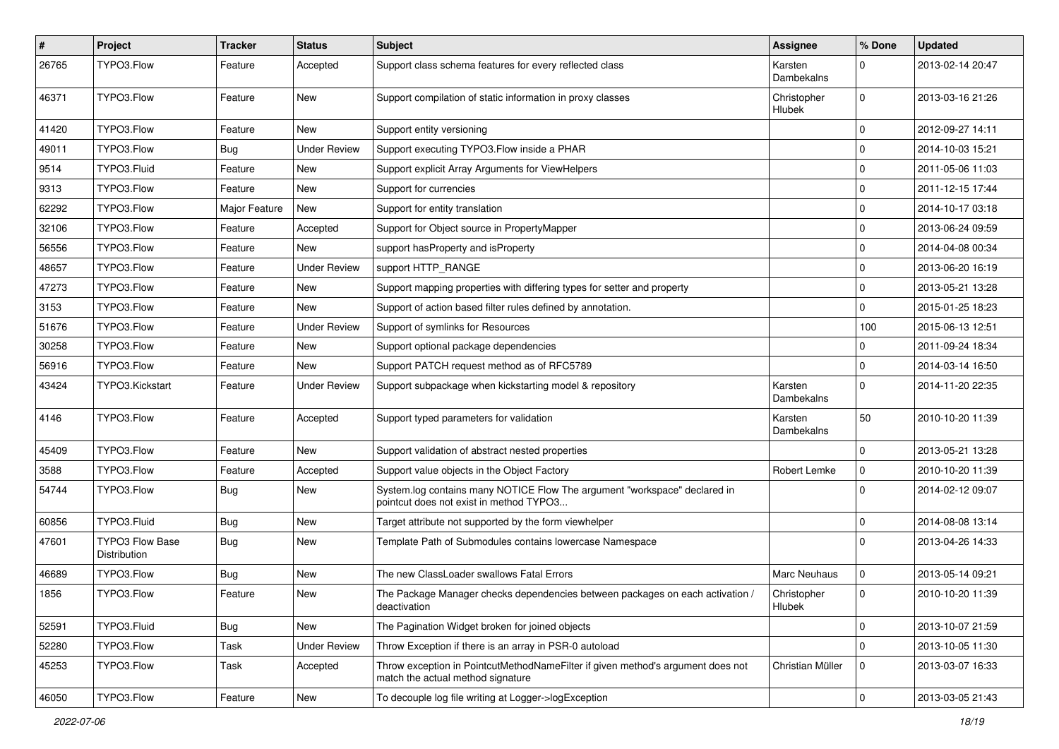| # | Project | Tracker | Status | Subject | Assignee | % Done | Updated |
|---|---|---|---|---|---|---|---|
| 26765 | TYPO3.Flow | Feature | Accepted | Support class schema features for every reflected class | Karsten Dambekalns | 0 | 2013-02-14 20:47 |
| 46371 | TYPO3.Flow | Feature | New | Support compilation of static information in proxy classes | Christopher Hlubek | 0 | 2013-03-16 21:26 |
| 41420 | TYPO3.Flow | Feature | New | Support entity versioning | | 0 | 2012-09-27 14:11 |
| 49011 | TYPO3.Flow | Bug | Under Review | Support executing TYPO3.Flow inside a PHAR | | 0 | 2014-10-03 15:21 |
| 9514 | TYPO3.Fluid | Feature | New | Support explicit Array Arguments for ViewHelpers | | 0 | 2011-05-06 11:03 |
| 9313 | TYPO3.Flow | Feature | New | Support for currencies | | 0 | 2011-12-15 17:44 |
| 62292 | TYPO3.Flow | Major Feature | New | Support for entity translation | | 0 | 2014-10-17 03:18 |
| 32106 | TYPO3.Flow | Feature | Accepted | Support for Object source in PropertyMapper | | 0 | 2013-06-24 09:59 |
| 56556 | TYPO3.Flow | Feature | New | support hasProperty and isProperty | | 0 | 2014-04-08 00:34 |
| 48657 | TYPO3.Flow | Feature | Under Review | support HTTP_RANGE | | 0 | 2013-06-20 16:19 |
| 47273 | TYPO3.Flow | Feature | New | Support mapping properties with differing types for setter and property | | 0 | 2013-05-21 13:28 |
| 3153 | TYPO3.Flow | Feature | New | Support of action based filter rules defined by annotation. | | 0 | 2015-01-25 18:23 |
| 51676 | TYPO3.Flow | Feature | Under Review | Support of symlinks for Resources | | 100 | 2015-06-13 12:51 |
| 30258 | TYPO3.Flow | Feature | New | Support optional package dependencies | | 0 | 2011-09-24 18:34 |
| 56916 | TYPO3.Flow | Feature | New | Support PATCH request method as of RFC5789 | | 0 | 2014-03-14 16:50 |
| 43424 | TYPO3.Kickstart | Feature | Under Review | Support subpackage when kickstarting model & repository | Karsten Dambekalns | 0 | 2014-11-20 22:35 |
| 4146 | TYPO3.Flow | Feature | Accepted | Support typed parameters for validation | Karsten Dambekalns | 50 | 2010-10-20 11:39 |
| 45409 | TYPO3.Flow | Feature | New | Support validation of abstract nested properties | | 0 | 2013-05-21 13:28 |
| 3588 | TYPO3.Flow | Feature | Accepted | Support value objects in the Object Factory | Robert Lemke | 0 | 2010-10-20 11:39 |
| 54744 | TYPO3.Flow | Bug | New | System.log contains many NOTICE Flow The argument "workspace" declared in pointcut does not exist in method TYPO3... | | 0 | 2014-02-12 09:07 |
| 60856 | TYPO3.Fluid | Bug | New | Target attribute not supported by the form viewhelper | | 0 | 2014-08-08 13:14 |
| 47601 | TYPO3 Flow Base Distribution | Bug | New | Template Path of Submodules contains lowercase Namespace | | 0 | 2013-04-26 14:33 |
| 46689 | TYPO3.Flow | Bug | New | The new ClassLoader swallows Fatal Errors | Marc Neuhaus | 0 | 2013-05-14 09:21 |
| 1856 | TYPO3.Flow | Feature | New | The Package Manager checks dependencies between packages on each activation / deactivation | Christopher Hlubek | 0 | 2010-10-20 11:39 |
| 52591 | TYPO3.Fluid | Bug | New | The Pagination Widget broken for joined objects | | 0 | 2013-10-07 21:59 |
| 52280 | TYPO3.Flow | Task | Under Review | Throw Exception if there is an array in PSR-0 autoload | | 0 | 2013-10-05 11:30 |
| 45253 | TYPO3.Flow | Task | Accepted | Throw exception in PointcutMethodNameFilter if given method's argument does not match the actual method signature | Christian Müller | 0 | 2013-03-07 16:33 |
| 46050 | TYPO3.Flow | Feature | New | To decouple log file writing at Logger->logException | | 0 | 2013-03-05 21:43 |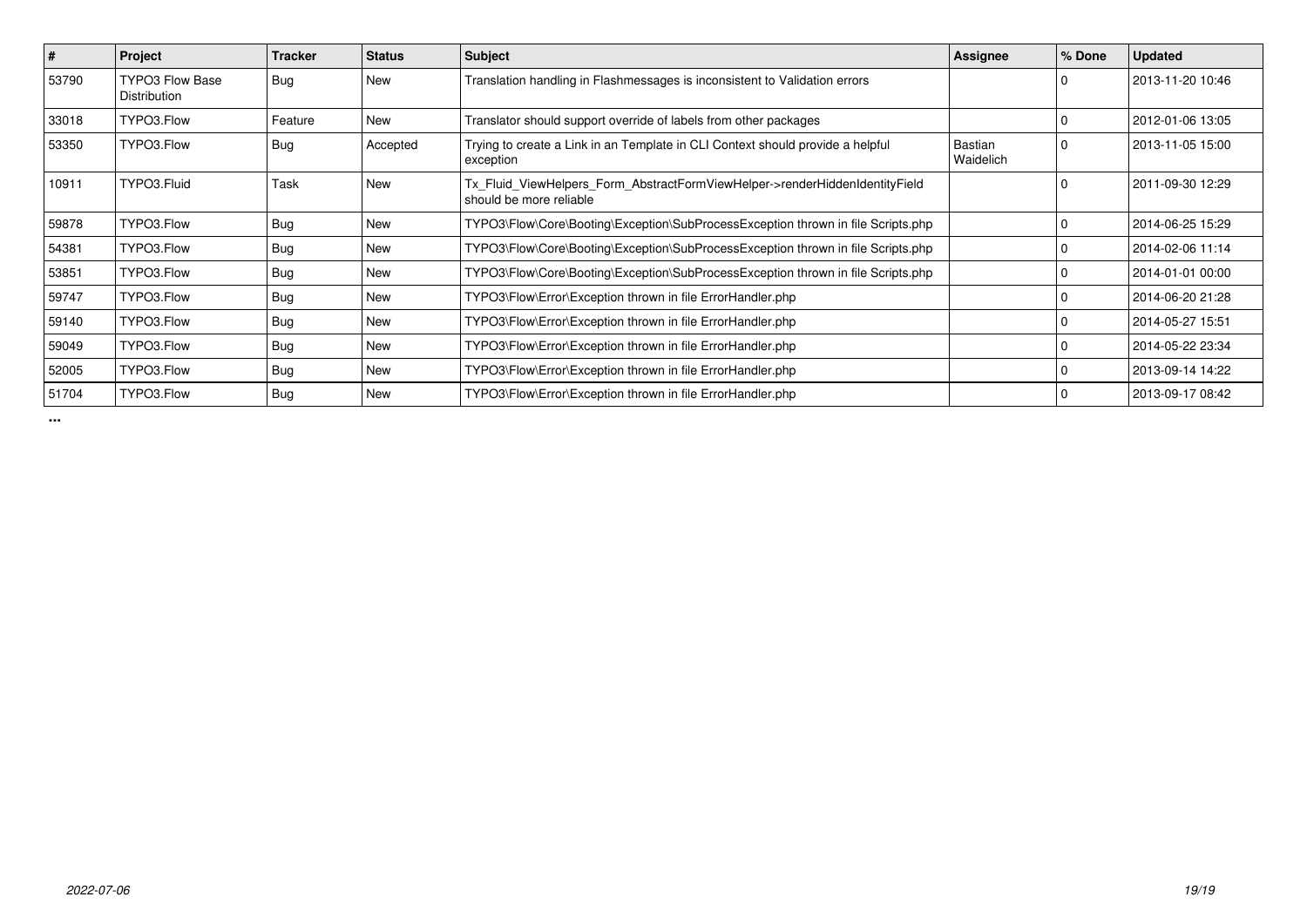| # | Project | Tracker | Status | Subject | Assignee | % Done | Updated |
|---|---|---|---|---|---|---|---|
| 53790 | TYPO3 Flow Base Distribution | Bug | New | Translation handling in Flashmessages is inconsistent to Validation errors | | 0 | 2013-11-20 10:46 |
| 33018 | TYPO3.Flow | Feature | New | Translator should support override of labels from other packages | | 0 | 2012-01-06 13:05 |
| 53350 | TYPO3.Flow | Bug | Accepted | Trying to create a Link in an Template in CLI Context should provide a helpful exception | Bastian Waidelich | 0 | 2013-11-05 15:00 |
| 10911 | TYPO3.Fluid | Task | New | Tx_Fluid_ViewHelpers_Form_AbstractFormViewHelper->renderHiddenIdentityField should be more reliable | | 0 | 2011-09-30 12:29 |
| 59878 | TYPO3.Flow | Bug | New | TYPO3\Flow\Core\Booting\Exception\SubProcessException thrown in file Scripts.php | | 0 | 2014-06-25 15:29 |
| 54381 | TYPO3.Flow | Bug | New | TYPO3\Flow\Core\Booting\Exception\SubProcessException thrown in file Scripts.php | | 0 | 2014-02-06 11:14 |
| 53851 | TYPO3.Flow | Bug | New | TYPO3\Flow\Core\Booting\Exception\SubProcessException thrown in file Scripts.php | | 0 | 2014-01-01 00:00 |
| 59747 | TYPO3.Flow | Bug | New | TYPO3\Flow\Error\Exception thrown in file ErrorHandler.php | | 0 | 2014-06-20 21:28 |
| 59140 | TYPO3.Flow | Bug | New | TYPO3\Flow\Error\Exception thrown in file ErrorHandler.php | | 0 | 2014-05-27 15:51 |
| 59049 | TYPO3.Flow | Bug | New | TYPO3\Flow\Error\Exception thrown in file ErrorHandler.php | | 0 | 2014-05-22 23:34 |
| 52005 | TYPO3.Flow | Bug | New | TYPO3\Flow\Error\Exception thrown in file ErrorHandler.php | | 0 | 2013-09-14 14:22 |
| 51704 | TYPO3.Flow | Bug | New | TYPO3\Flow\Error\Exception thrown in file ErrorHandler.php | | 0 | 2013-09-17 08:42 |

...